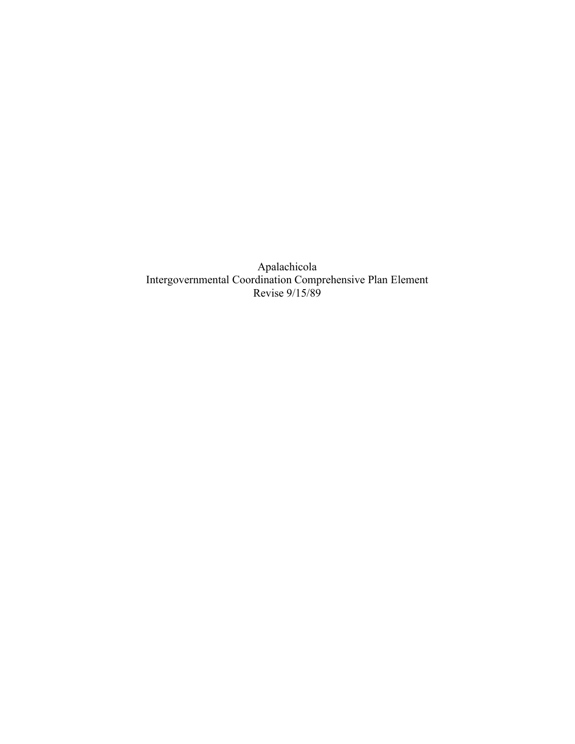Apalachicola

Intergovernmental Coordination Comprehensive Plan Element

Revise 9/15/89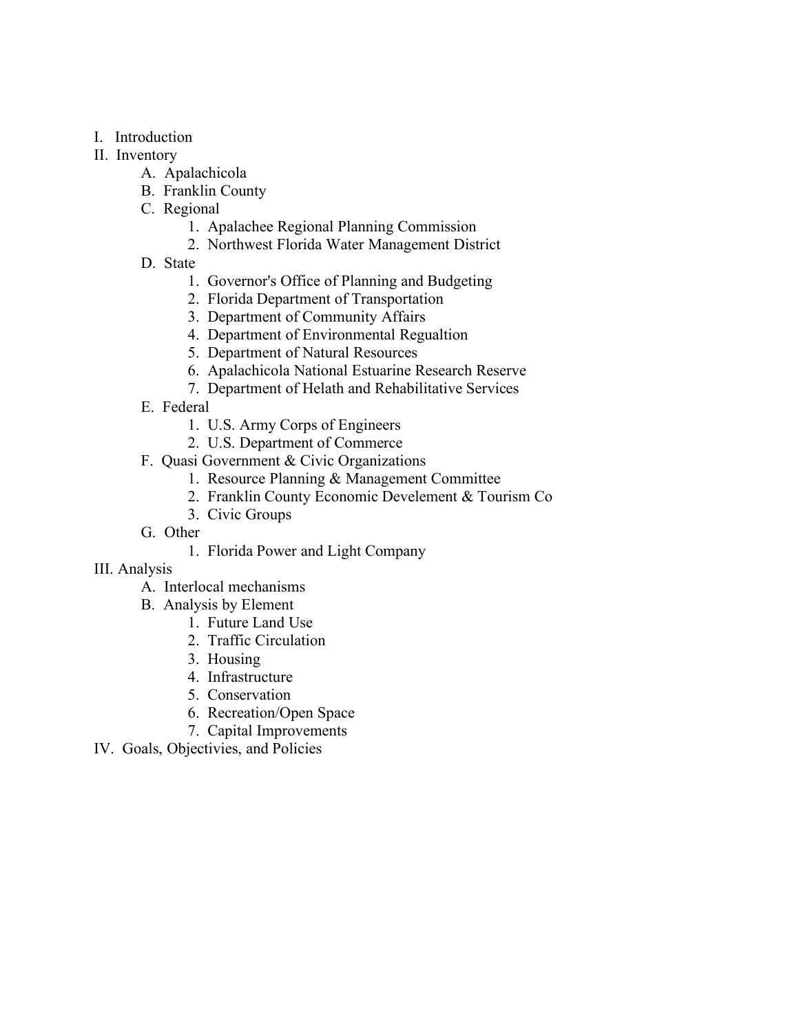I. Introduction

II. Inventory

  A. Apalachicola

  B. Franklin County

  C. Regional

    1. Apalachee Regional Planning Commission
    2. Northwest Florida Water Management District

  D. State

    1. Governor's Office of Planning and Budgeting
    2. Florida Department of Transportation
    3. Department of Community Affairs
    4. Department of Environmental Regualtion
    5. Department of Natural Resources
    6. Apalachicola National Estuarine Research Reserve
    7. Department of Helath and Rehabilitative Services

  E. Federal

    1. U.S. Army Corps of Engineers
    2. U.S. Department of Commerce

  F. Quasi Government & Civic Organizations

    1. Resource Planning & Management Committee
    2. Franklin County Economic Develement & Tourism Co
    3. Civic Groups

  G. Other

    1. Florida Power and Light Company

III. Analysis

  A. Interlocal mechanisms

  B. Analysis by Element

    1. Future Land Use
    2. Traffic Circulation
    3. Housing
    4. Infrastructure
    5. Conservation
    6. Recreation/Open Space
    7. Capital Improvements

IV. Goals, Objectivies, and Policies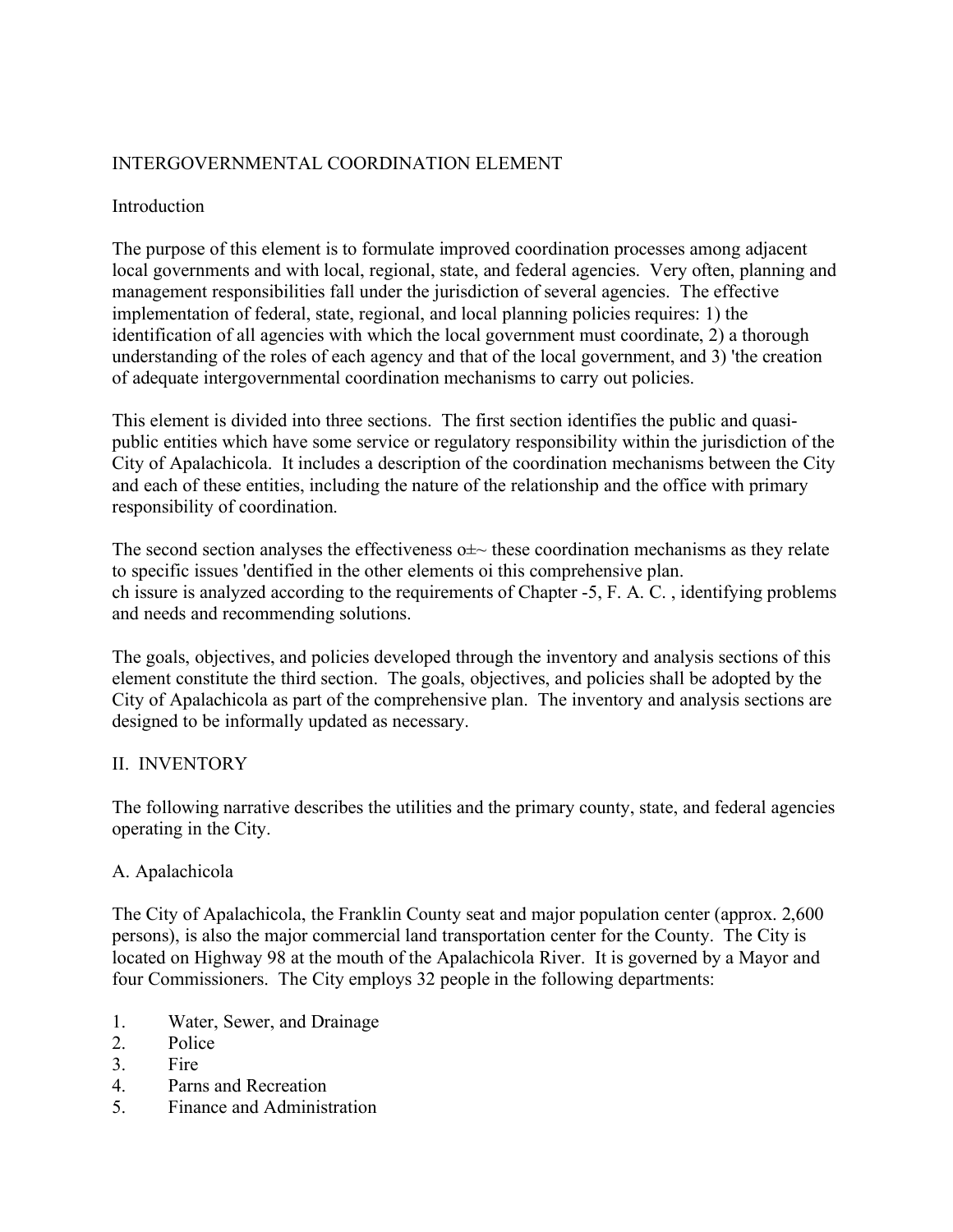# INTERGOVERNMENTAL COORDINATION ELEMENT

## Introduction

The purpose of this element is to formulate improved coordination processes among adjacent local governments and with local, regional, state, and federal agencies. Very often, planning and management responsibilities fall under the jurisdiction of several agencies. The effective implementation of federal, state, regional, and local planning policies requires: 1) the identification of all agencies with which the local government must coordinate, 2) a thorough understanding of the roles of each agency and that of the local government, and 3) 'the creation of adequate intergovernmental coordination mechanisms to carry out policies.

This element is divided into three sections. The first section identifies the public and quasi-public entities which have some service or regulatory responsibility within the jurisdiction of the City of Apalachicola. It includes a description of the coordination mechanisms between the City and each of these entities, including the nature of the relationship and the office with primary responsibility of coordination.

The second section analyses the effectiveness o±~ these coordination mechanisms as they relate to specific issues 'dentified in the other elements oi this comprehensive plan.
ch issure is analyzed according to the requirements of Chapter -5, F. A. C. , identifying problems and needs and recommending solutions.

The goals, objectives, and policies developed through the inventory and analysis sections of this element constitute the third section. The goals, objectives, and policies shall be adopted by the City of Apalachicola as part of the comprehensive plan. The inventory and analysis sections are designed to be informally updated as necessary.

## II. INVENTORY

The following narrative describes the utilities and the primary county, state, and federal agencies operating in the City.

### A. Apalachicola

The City of Apalachicola, the Franklin County seat and major population center (approx. 2,600 persons), is also the major commercial land transportation center for the County. The City is located on Highway 98 at the mouth of the Apalachicola River. It is governed by a Mayor and four Commissioners. The City employs 32 people in the following departments:

1. Water, Sewer, and Drainage
2. Police
3. Fire
4. Parns and Recreation
5. Finance and Administration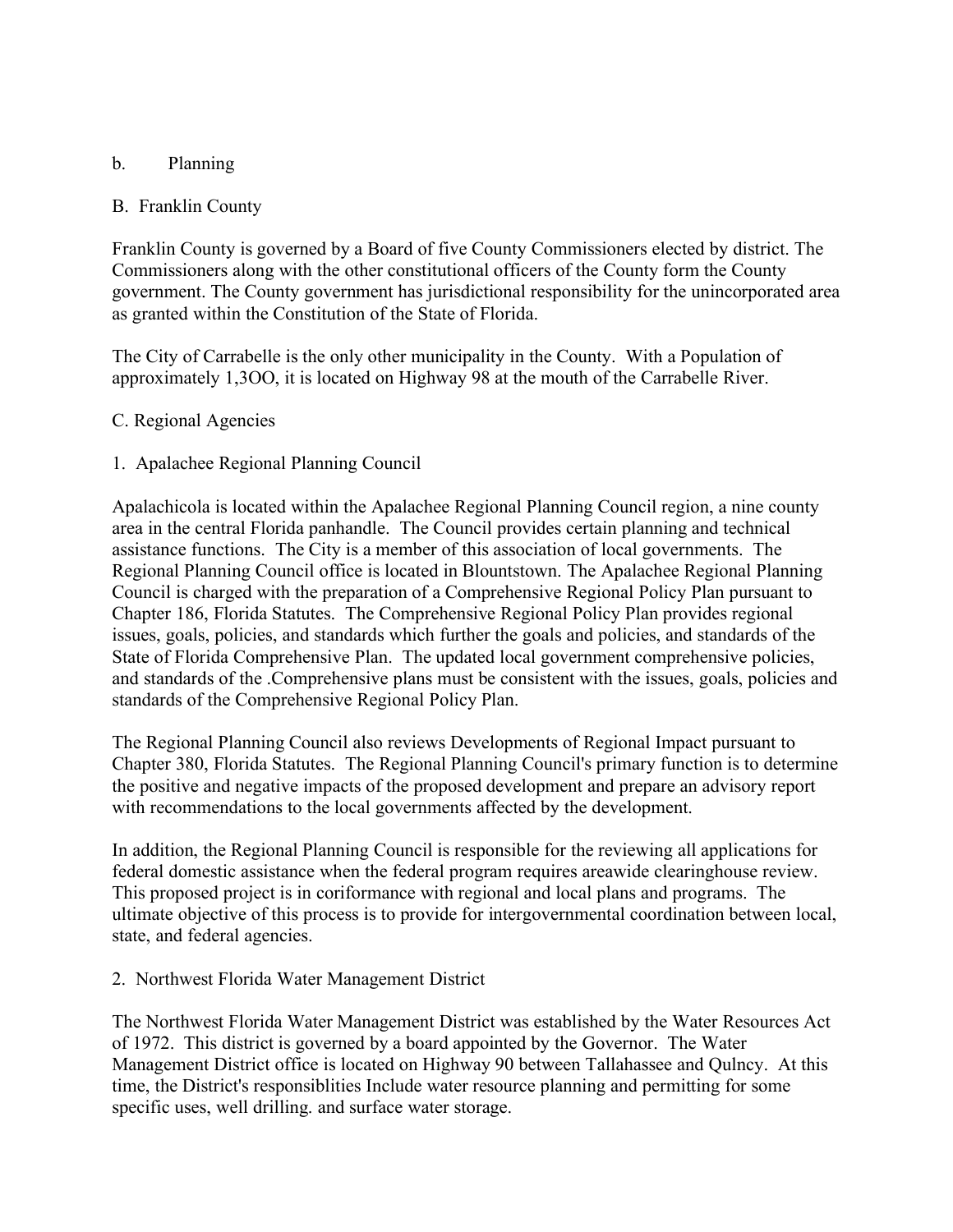b. Planning

B. Franklin County

Franklin County is governed by a Board of five County Commissioners elected by district. The Commissioners along with the other constitutional officers of the County form the County government. The County government has jurisdictional responsibility for the unincorporated area as granted within the Constitution of the State of Florida.

The City of Carrabelle is the only other municipality in the County. With a Population of approximately 1,3OO, it is located on Highway 98 at the mouth of the Carrabelle River.

C. Regional Agencies

1. Apalachee Regional Planning Council

Apalachicola is located within the Apalachee Regional Planning Council region, a nine county area in the central Florida panhandle. The Council provides certain planning and technical assistance functions. The City is a member of this association of local governments. The Regional Planning Council office is located in Blountstown. The Apalachee Regional Planning Council is charged with the preparation of a Comprehensive Regional Policy Plan pursuant to Chapter 186, Florida Statutes. The Comprehensive Regional Policy Plan provides regional issues, goals, policies, and standards which further the goals and policies, and standards of the State of Florida Comprehensive Plan. The updated local government comprehensive policies, and standards of the .Comprehensive plans must be consistent with the issues, goals, policies and standards of the Comprehensive Regional Policy Plan.

The Regional Planning Council also reviews Developments of Regional Impact pursuant to Chapter 380, Florida Statutes. The Regional Planning Council's primary function is to determine the positive and negative impacts of the proposed development and prepare an advisory report with recommendations to the local governments affected by the development.

In addition, the Regional Planning Council is responsible for the reviewing all applications for federal domestic assistance when the federal program requires areawide clearinghouse review. This proposed project is in coriformance with regional and local plans and programs. The ultimate objective of this process is to provide for intergovernmental coordination between local, state, and federal agencies.

2. Northwest Florida Water Management District

The Northwest Florida Water Management District was established by the Water Resources Act of 1972. This district is governed by a board appointed by the Governor. The Water Management District office is located on Highway 90 between Tallahassee and Qulncy. At this time, the District's responsiblities Include water resource planning and permitting for some specific uses, well drilling. and surface water storage.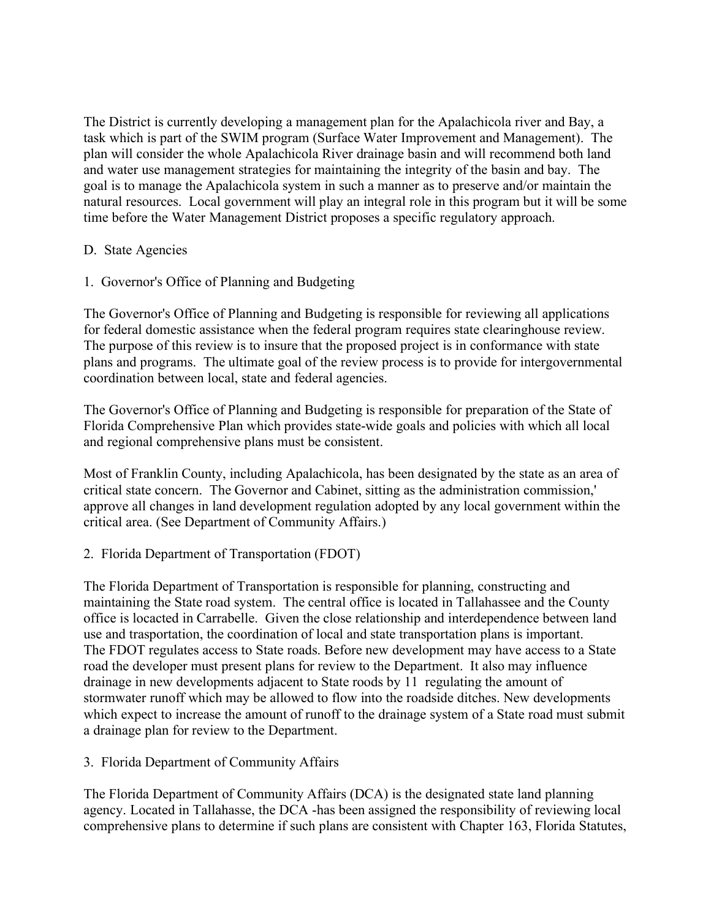The District is currently developing a management plan for the Apalachicola river and Bay, a task which is part of the SWIM program (Surface Water Improvement and Management). The plan will consider the whole Apalachicola River drainage basin and will recommend both land and water use management strategies for maintaining the integrity of the basin and bay. The goal is to manage the Apalachicola system in such a manner as to preserve and/or maintain the natural resources. Local government will play an integral role in this program but it will be some time before the Water Management District proposes a specific regulatory approach.

D. State Agencies

1. Governor's Office of Planning and Budgeting

The Governor's Office of Planning and Budgeting is responsible for reviewing all applications for federal domestic assistance when the federal program requires state clearinghouse review. The purpose of this review is to insure that the proposed project is in conformance with state plans and programs. The ultimate goal of the review process is to provide for intergovernmental coordination between local, state and federal agencies.

The Governor's Office of Planning and Budgeting is responsible for preparation of the State of Florida Comprehensive Plan which provides state-wide goals and policies with which all local and regional comprehensive plans must be consistent.

Most of Franklin County, including Apalachicola, has been designated by the state as an area of critical state concern. The Governor and Cabinet, sitting as the administration commission,' approve all changes in land development regulation adopted by any local government within the critical area. (See Department of Community Affairs.)

2. Florida Department of Transportation (FDOT)

The Florida Department of Transportation is responsible for planning, constructing and maintaining the State road system. The central office is located in Tallahassee and the County office is locacted in Carrabelle. Given the close relationship and interdependence between land use and trasportation, the coordination of local and state transportation plans is important. The FDOT regulates access to State roads. Before new development may have access to a State road the developer must present plans for review to the Department. It also may influence drainage in new developments adjacent to State roods by 11 regulating the amount of stormwater runoff which may be allowed to flow into the roadside ditches. New developments which expect to increase the amount of runoff to the drainage system of a State road must submit a drainage plan for review to the Department.

3. Florida Department of Community Affairs

The Florida Department of Community Affairs (DCA) is the designated state land planning agency. Located in Tallahasse, the DCA -has been assigned the responsibility of reviewing local comprehensive plans to determine if such plans are consistent with Chapter 163, Florida Statutes,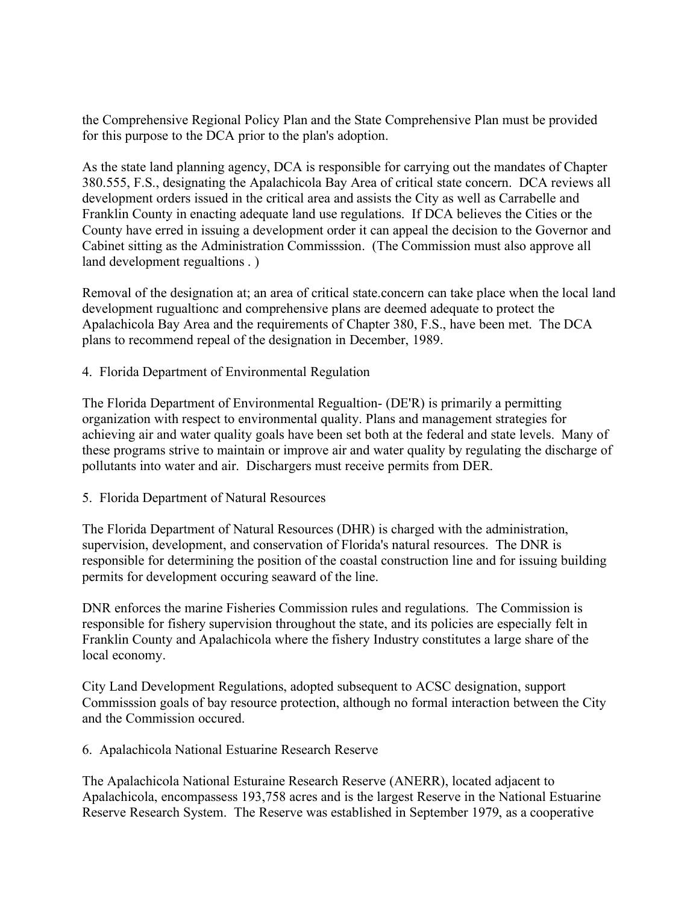the Comprehensive Regional Policy Plan and the State Comprehensive Plan must be provided for this purpose to the DCA prior to the plan's adoption.

As the state land planning agency, DCA is responsible for carrying out the mandates of Chapter 380.555, F.S., designating the Apalachicola Bay Area of critical state concern. DCA reviews all development orders issued in the critical area and assists the City as well as Carrabelle and Franklin County in enacting adequate land use regulations. If DCA believes the Cities or the County have erred in issuing a development order it can appeal the decision to the Governor and Cabinet sitting as the Administration Commisssion. (The Commission must also approve all land development regualtions . )

Removal of the designation at; an area of critical state.concern can take place when the local land development rugualtionc and comprehensive plans are deemed adequate to protect the Apalachicola Bay Area and the requirements of Chapter 380, F.S., have been met. The DCA plans to recommend repeal of the designation in December, 1989.

4. Florida Department of Environmental Regulation

The Florida Department of Environmental Regualtion- (DE'R) is primarily a permitting organization with respect to environmental quality. Plans and management strategies for achieving air and water quality goals have been set both at the federal and state levels. Many of these programs strive to maintain or improve air and water quality by regulating the discharge of pollutants into water and air. Dischargers must receive permits from DER.

5. Florida Department of Natural Resources

The Florida Department of Natural Resources (DHR) is charged with the administration, supervision, development, and conservation of Florida's natural resources. The DNR is responsible for determining the position of the coastal construction line and for issuing building permits for development occuring seaward of the line.

DNR enforces the marine Fisheries Commission rules and regulations. The Commission is responsible for fishery supervision throughout the state, and its policies are especially felt in Franklin County and Apalachicola where the fishery Industry constitutes a large share of the local economy.

City Land Development Regulations, adopted subsequent to ACSC designation, support Commisssion goals of bay resource protection, although no formal interaction between the City and the Commission occured.

6. Apalachicola National Estuarine Research Reserve

The Apalachicola National Esturaine Research Reserve (ANERR), located adjacent to Apalachicola, encompassess 193,758 acres and is the largest Reserve in the National Estuarine Reserve Research System. The Reserve was established in September 1979, as a cooperative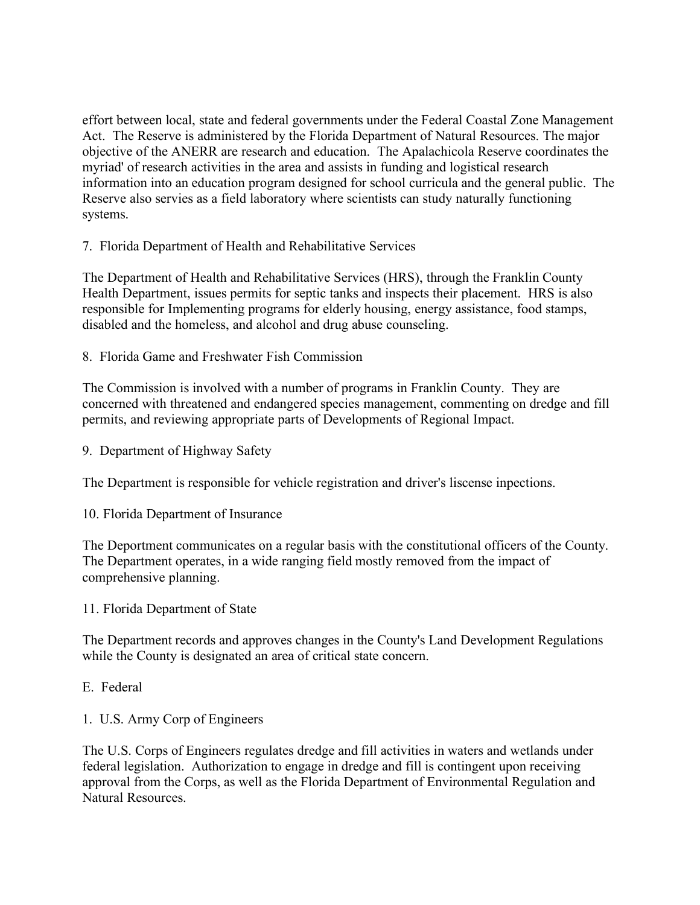effort between local, state and federal governments under the Federal Coastal Zone Management Act. The Reserve is administered by the Florida Department of Natural Resources. The major objective of the ANERR are research and education. The Apalachicola Reserve coordinates the myriad' of research activities in the area and assists in funding and logistical research information into an education program designed for school curricula and the general public. The Reserve also servies as a field laboratory where scientists can study naturally functioning systems.

7. Florida Department of Health and Rehabilitative Services

The Department of Health and Rehabilitative Services (HRS), through the Franklin County Health Department, issues permits for septic tanks and inspects their placement. HRS is also responsible for Implementing programs for elderly housing, energy assistance, food stamps, disabled and the homeless, and alcohol and drug abuse counseling.

8. Florida Game and Freshwater Fish Commission

The Commission is involved with a number of programs in Franklin County. They are concerned with threatened and endangered species management, commenting on dredge and fill permits, and reviewing appropriate parts of Developments of Regional Impact.

9. Department of Highway Safety

The Department is responsible for vehicle registration and driver's liscense inpections.

10. Florida Department of Insurance

The Deportment communicates on a regular basis with the constitutional officers of the County. The Department operates, in a wide ranging field mostly removed from the impact of comprehensive planning.

11. Florida Department of State

The Department records and approves changes in the County's Land Development Regulations while the County is designated an area of critical state concern.

E. Federal

1. U.S. Army Corp of Engineers

The U.S. Corps of Engineers regulates dredge and fill activities in waters and wetlands under federal legislation. Authorization to engage in dredge and fill is contingent upon receiving approval from the Corps, as well as the Florida Department of Environmental Regulation and Natural Resources.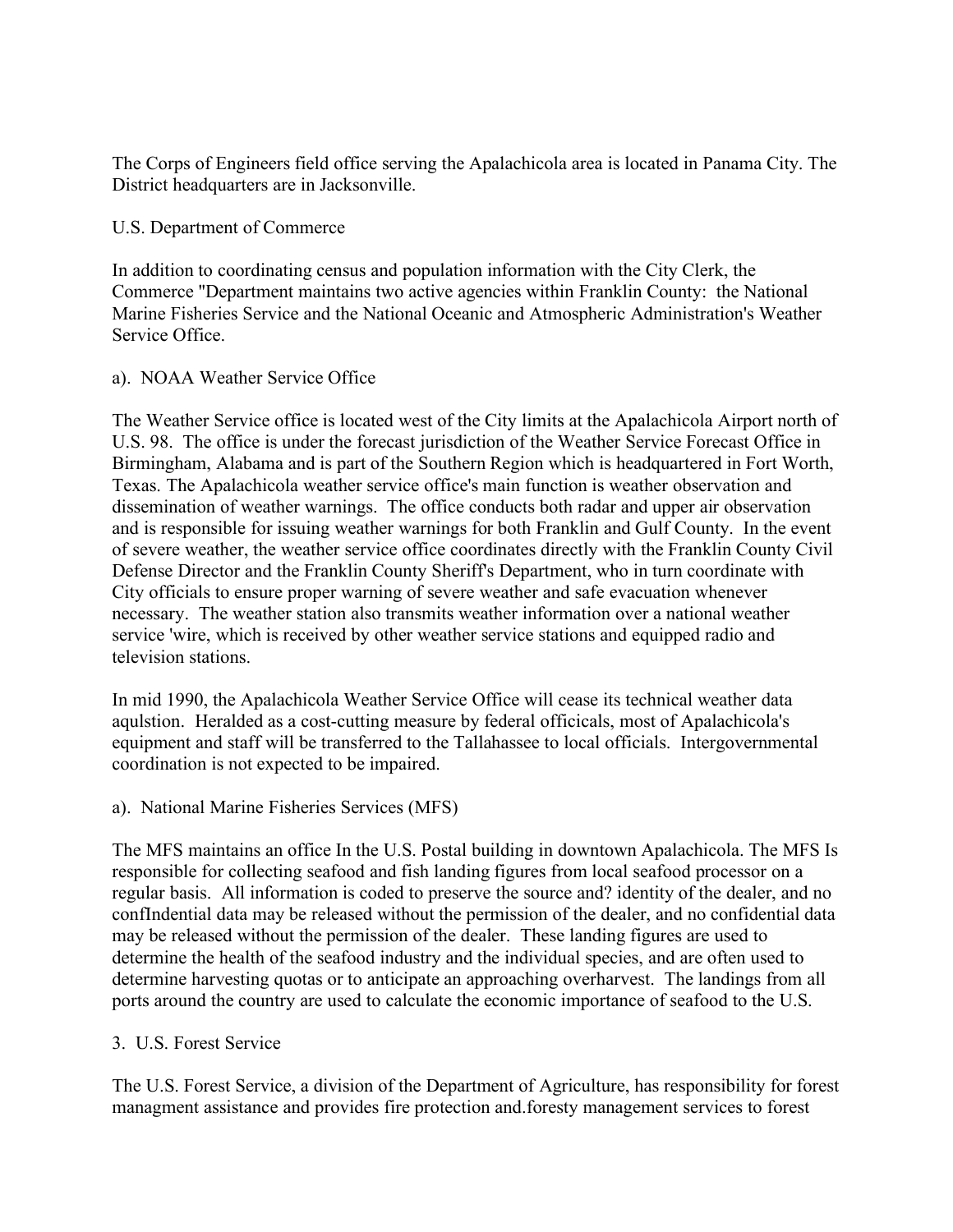The Corps of Engineers field office serving the Apalachicola area is located in Panama City. The District headquarters are in Jacksonville.

U.S. Department of Commerce

In addition to coordinating census and population information with the City Clerk, the Commerce "Department maintains two active agencies within Franklin County: the National Marine Fisheries Service and the National Oceanic and Atmospheric Administration's Weather Service Office.

a). NOAA Weather Service Office

The Weather Service office is located west of the City limits at the Apalachicola Airport north of U.S. 98. The office is under the forecast jurisdiction of the Weather Service Forecast Office in Birmingham, Alabama and is part of the Southern Region which is headquartered in Fort Worth, Texas. The Apalachicola weather service office's main function is weather observation and dissemination of weather warnings. The office conducts both radar and upper air observation and is responsible for issuing weather warnings for both Franklin and Gulf County. In the event of severe weather, the weather service office coordinates directly with the Franklin County Civil Defense Director and the Franklin County Sheriff's Department, who in turn coordinate with City officials to ensure proper warning of severe weather and safe evacuation whenever necessary. The weather station also transmits weather information over a national weather service 'wire, which is received by other weather service stations and equipped radio and television stations.

In mid 1990, the Apalachicola Weather Service Office will cease its technical weather data aqulstion. Heralded as a cost-cutting measure by federal officicals, most of Apalachicola's equipment and staff will be transferred to the Tallahassee to local officials. Intergovernmental coordination is not expected to be impaired.

a). National Marine Fisheries Services (MFS)

The MFS maintains an office In the U.S. Postal building in downtown Apalachicola. The MFS Is responsible for collecting seafood and fish landing figures from local seafood processor on a regular basis. All information is coded to preserve the source and? identity of the dealer, and no confIndential data may be released without the permission of the dealer, and no confidential data may be released without the permission of the dealer. These landing figures are used to determine the health of the seafood industry and the individual species, and are often used to determine harvesting quotas or to anticipate an approaching overharvest. The landings from all ports around the country are used to calculate the economic importance of seafood to the U.S.

3. U.S. Forest Service

The U.S. Forest Service, a division of the Department of Agriculture, has responsibility for forest managment assistance and provides fire protection and.foresty management services to forest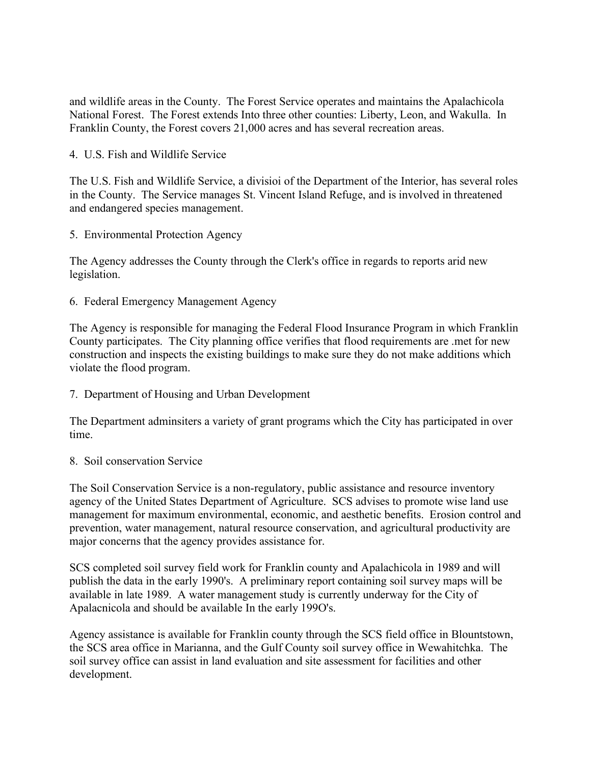and wildlife areas in the County. The Forest Service operates and maintains the Apalachicola National Forest. The Forest extends Into three other counties: Liberty, Leon, and Wakulla. In Franklin County, the Forest covers 21,000 acres and has several recreation areas.

4. U.S. Fish and Wildlife Service

The U.S. Fish and Wildlife Service, a divisioi of the Department of the Interior, has several roles in the County. The Service manages St. Vincent Island Refuge, and is involved in threatened and endangered species management.

5. Environmental Protection Agency

The Agency addresses the County through the Clerk's office in regards to reports arid new legislation.

6. Federal Emergency Management Agency

The Agency is responsible for managing the Federal Flood Insurance Program in which Franklin County participates. The City planning office verifies that flood requirements are .met for new construction and inspects the existing buildings to make sure they do not make additions which violate the flood program.

7. Department of Housing and Urban Development

The Department adminsiters a variety of grant programs which the City has participated in over time.

8. Soil conservation Service

The Soil Conservation Service is a non-regulatory, public assistance and resource inventory agency of the United States Department of Agriculture. SCS advises to promote wise land use management for maximum environmental, economic, and aesthetic benefits. Erosion control and prevention, water management, natural resource conservation, and agricultural productivity are major concerns that the agency provides assistance for.

SCS completed soil survey field work for Franklin county and Apalachicola in 1989 and will publish the data in the early 1990's. A preliminary report containing soil survey maps will be available in late 1989. A water management study is currently underway for the City of Apalacnicola and should be available In the early 199O's.

Agency assistance is available for Franklin county through the SCS field office in Blountstown, the SCS area office in Marianna, and the Gulf County soil survey office in Wewahitchka. The soil survey office can assist in land evaluation and site assessment for facilities and other development.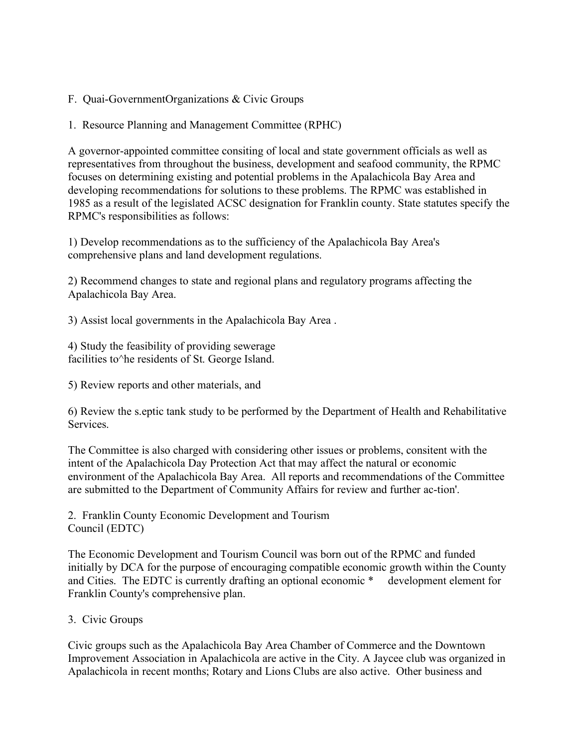F. Quai-GovernmentOrganizations & Civic Groups

1. Resource Planning and Management Committee (RPHC)

A governor-appointed committee consiting of local and state government officials as well as representatives from throughout the business, development and seafood community, the RPMC focuses on determining existing and potential problems in the Apalachicola Bay Area and developing recommendations for solutions to these problems. The RPMC was established in 1985 as a result of the legislated ACSC designation for Franklin county. State statutes specify the RPMC's responsibilities as follows:

1) Develop recommendations as to the sufficiency of the Apalachicola Bay Area's comprehensive plans and land development regulations.

2) Recommend changes to state and regional plans and regulatory programs affecting the Apalachicola Bay Area.

3) Assist local governments in the Apalachicola Bay Area .

4) Study the feasibility of providing sewerage facilities to^he residents of St. George Island.

5) Review reports and other materials, and

6) Review the s.eptic tank study to be performed by the Department of Health and Rehabilitative Services.

The Committee is also charged with considering other issues or problems, consitent with the intent of the Apalachicola Day Protection Act that may affect the natural or economic environment of the Apalachicola Bay Area. All reports and recommendations of the Committee are submitted to the Department of Community Affairs for review and further ac-tion'.

2. Franklin County Economic Development and Tourism Council (EDTC)

The Economic Development and Tourism Council was born out of the RPMC and funded initially by DCA for the purpose of encouraging compatible economic growth within the County and Cities. The EDTC is currently drafting an optional economic * development element for Franklin County's comprehensive plan.

3. Civic Groups

Civic groups such as the Apalachicola Bay Area Chamber of Commerce and the Downtown Improvement Association in Apalachicola are active in the City. A Jaycee club was organized in Apalachicola in recent months; Rotary and Lions Clubs are also active. Other business and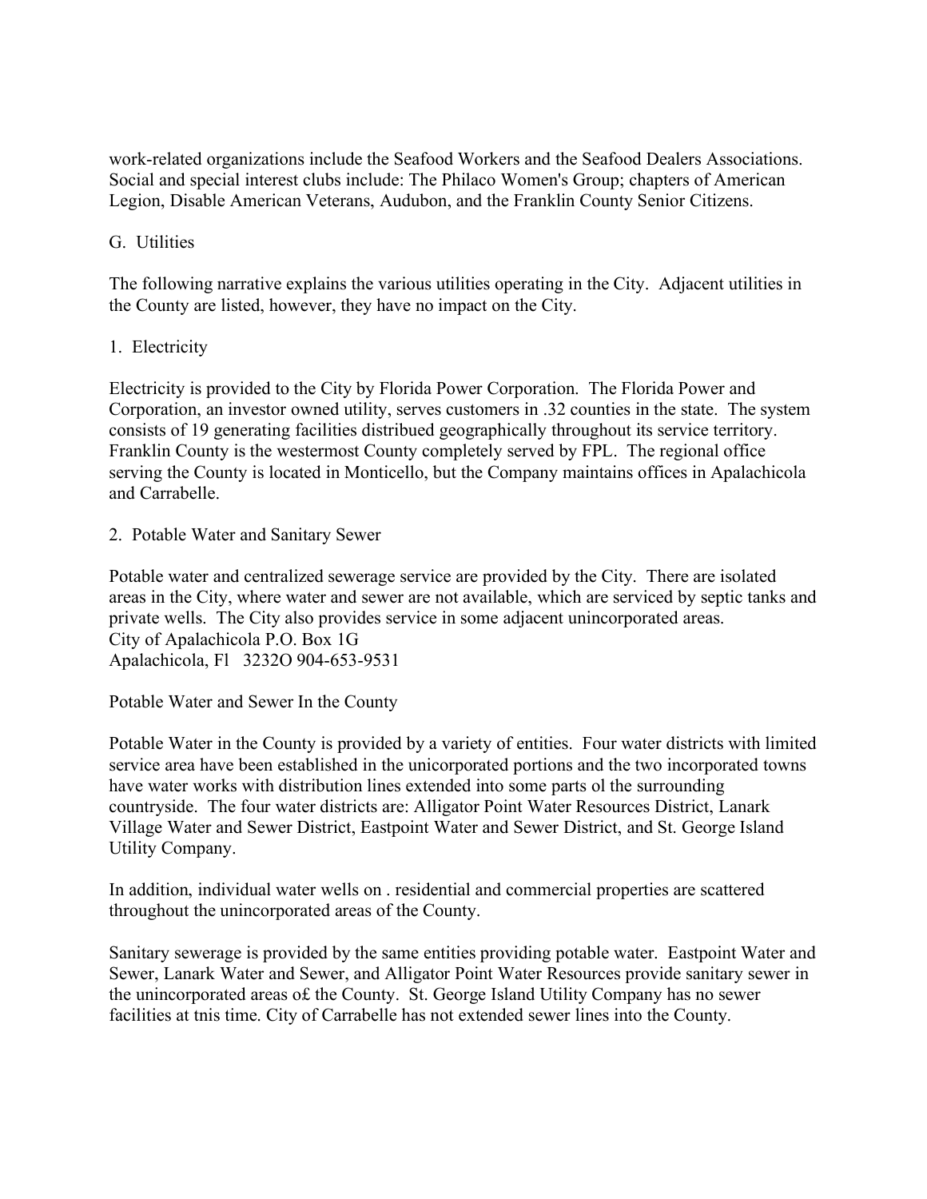work-related organizations include the Seafood Workers and the Seafood Dealers Associations. Social and special interest clubs include: The Philaco Women's Group; chapters of American Legion, Disable American Veterans, Audubon, and the Franklin County Senior Citizens.

## G. Utilities

The following narrative explains the various utilities operating in the City. Adjacent utilities in the County are listed, however, they have no impact on the City.

### 1. Electricity

Electricity is provided to the City by Florida Power Corporation. The Florida Power and Corporation, an investor owned utility, serves customers in .32 counties in the state. The system consists of 19 generating facilities distribued geographically throughout its service territory. Franklin County is the westermost County completely served by FPL. The regional office serving the County is located in Monticello, but the Company maintains offices in Apalachicola and Carrabelle.

### 2. Potable Water and Sanitary Sewer

Potable water and centralized sewerage service are provided by the City. There are isolated areas in the City, where water and sewer are not available, which are serviced by septic tanks and private wells. The City also provides service in some adjacent unincorporated areas.
City of Apalachicola P.O. Box 1G
Apalachicola, Fl 3232O 904-653-9531

Potable Water and Sewer In the County

Potable Water in the County is provided by a variety of entities. Four water districts with limited service area have been established in the unicorporated portions and the two incorporated towns have water works with distribution lines extended into some parts ol the surrounding countryside. The four water districts are: Alligator Point Water Resources District, Lanark Village Water and Sewer District, Eastpoint Water and Sewer District, and St. George Island Utility Company.

In addition, individual water wells on . residential and commercial properties are scattered throughout the unincorporated areas of the County.

Sanitary sewerage is provided by the same entities providing potable water. Eastpoint Water and Sewer, Lanark Water and Sewer, and Alligator Point Water Resources provide sanitary sewer in the unincorporated areas o£ the County. St. George Island Utility Company has no sewer facilities at tnis time. City of Carrabelle has not extended sewer lines into the County.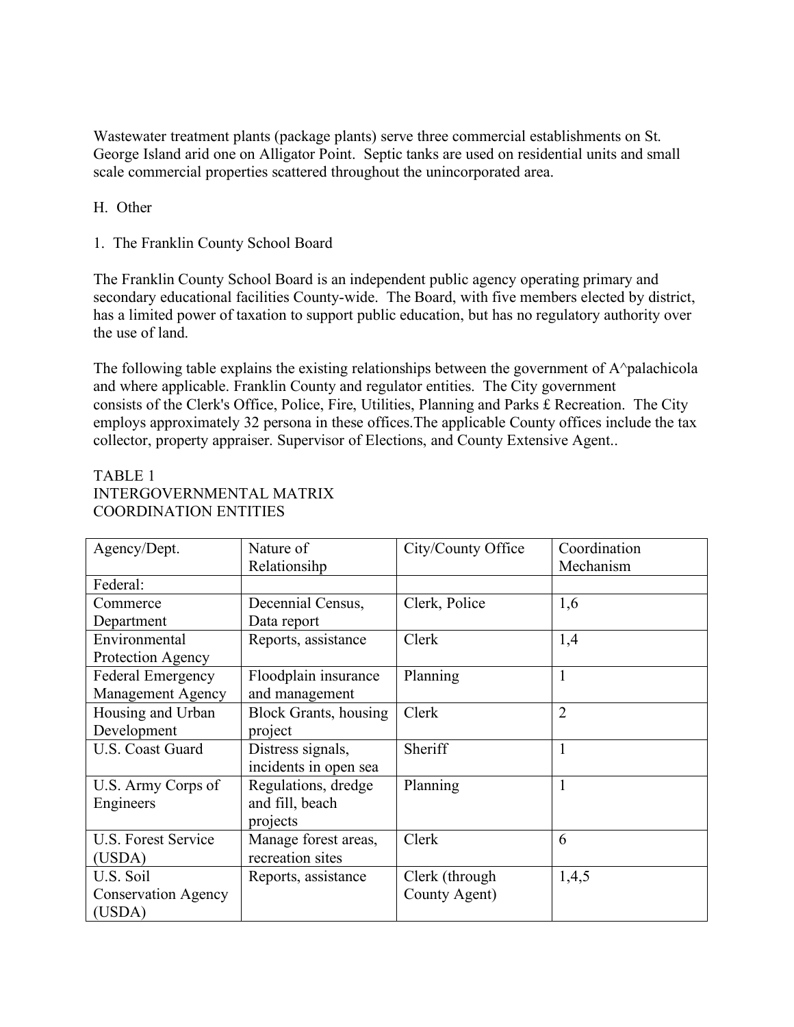Wastewater treatment plants (package plants) serve three commercial establishments on St. George Island arid one on Alligator Point. Septic tanks are used on residential units and small scale commercial properties scattered throughout the unincorporated area.

H. Other

1. The Franklin County School Board

The Franklin County School Board is an independent public agency operating primary and secondary educational facilities County-wide. The Board, with five members elected by district, has a limited power of taxation to support public education, but has no regulatory authority over the use of land.

The following table explains the existing relationships between the government of A^palachicola and where applicable. Franklin County and regulator entities. The City government consists of the Clerk's Office, Police, Fire, Utilities, Planning and Parks £ Recreation. The City employs approximately 32 persona in these offices.The applicable County offices include the tax collector, property appraiser. Supervisor of Elections, and County Extensive Agent..

TABLE 1
INTERGOVERNMENTAL MATRIX
COORDINATION ENTITIES

| Agency/Dept. | Nature of Relationsihp | City/County Office | Coordination Mechanism |
|---|---|---|---|
| Federal: | | | |
| Commerce Department | Decennial Census, Data report | Clerk, Police | 1,6 |
| Environmental Protection Agency | Reports, assistance | Clerk | 1,4 |
| Federal Emergency Management Agency | Floodplain insurance and management | Planning | 1 |
| Housing and Urban Development | Block Grants, housing project | Clerk | 2 |
| U.S. Coast Guard | Distress signals, incidents in open sea | Sheriff | 1 |
| U.S. Army Corps of Engineers | Regulations, dredge and fill, beach projects | Planning | 1 |
| U.S. Forest Service (USDA) | Manage forest areas, recreation sites | Clerk | 6 |
| U.S. Soil Conservation Agency (USDA) | Reports, assistance | Clerk (through County Agent) | 1,4,5 |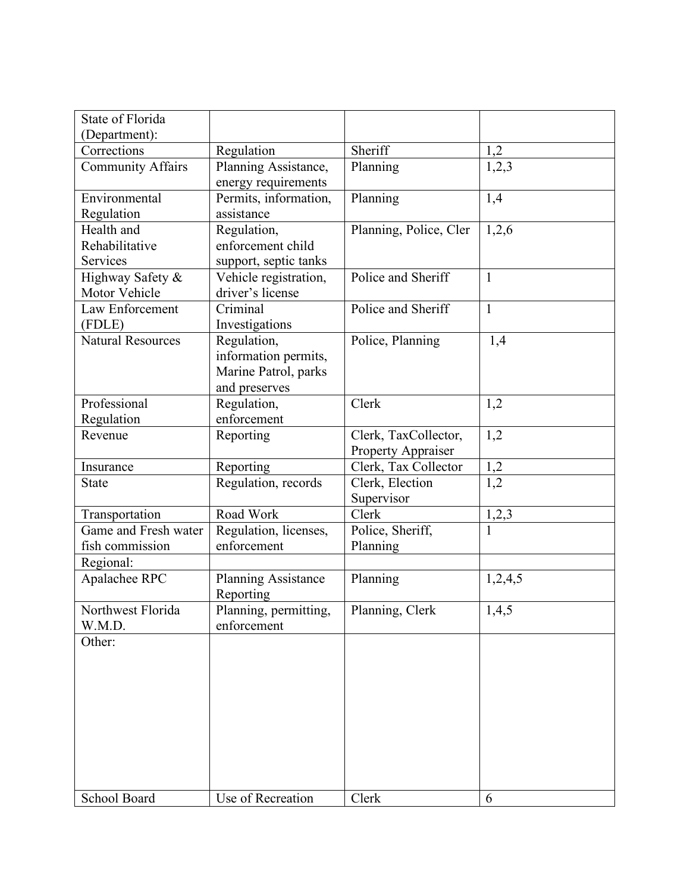| State of Florida (Department): | | | |
|---|---|---|---|
| Corrections | Regulation | Sheriff | 1,2 |
| Community Affairs | Planning Assistance, energy requirements | Planning | 1,2,3 |
| Environmental Regulation | Permits, information, assistance | Planning | 1,4 |
| Health and Rehabilitative Services | Regulation, enforcement child support, septic tanks | Planning, Police, Cler | 1,2,6 |
| Highway Safety & Motor Vehicle | Vehicle registration, driver's license | Police and Sheriff | 1 |
| Law Enforcement (FDLE) | Criminal Investigations | Police and Sheriff | 1 |
| Natural Resources | Regulation, information permits, Marine Patrol, parks and preserves | Police, Planning | 1,4 |
| Professional Regulation | Regulation, enforcement | Clerk | 1,2 |
| Revenue | Reporting | Clerk, TaxCollector, Property Appraiser | 1,2 |
| Insurance | Reporting | Clerk, Tax Collector | 1,2 |
| State | Regulation, records | Clerk, Election Supervisor | 1,2 |
| Transportation | Road Work | Clerk | 1,2,3 |
| Game and Fresh water fish commission | Regulation, licenses, enforcement | Police, Sheriff, Planning | 1 |
| Regional: | | | |
| Apalachee RPC | Planning Assistance Reporting | Planning | 1,2,4,5 |
| Northwest Florida W.M.D. | Planning, permitting, enforcement | Planning, Clerk | 1,4,5 |
| Other: | | | |
| School Board | Use of Recreation | Clerk | 6 |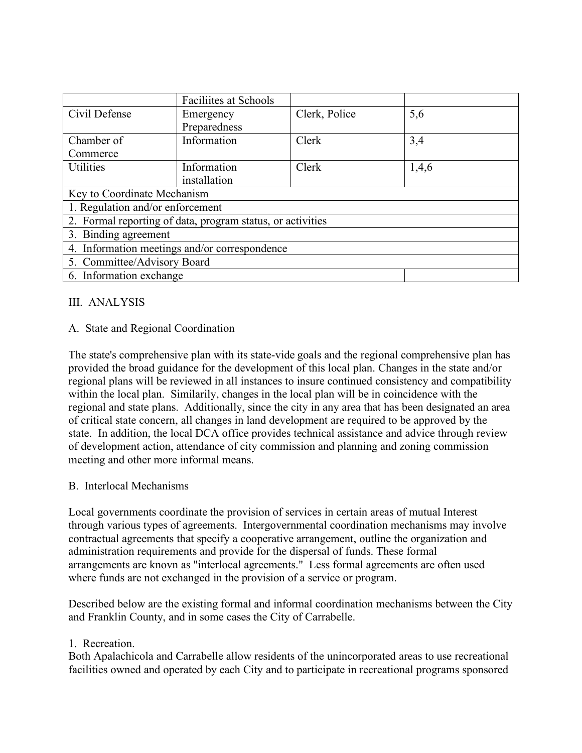| | Faciliites at Schools | | |
|---|---|---|---|
| Civil Defense | Emergency Preparedness | Clerk, Police | 5,6 |
| Chamber of Commerce | Information | Clerk | 3,4 |
| Utilities | Information installation | Clerk | 1,4,6 |
| Key to Coordinate Mechanism | | | |
| 1. Regulation and/or enforcement | | | |
| 2. Formal reporting of data, program status, or activities | | | |
| 3. Binding agreement | | | |
| 4. Information meetings and/or correspondence | | | |
| 5. Committee/Advisory Board | | | |
| 6. Information exchange | | | |

## III. ANALYSIS

### A. State and Regional Coordination

The state's comprehensive plan with its state-vide goals and the regional comprehensive plan has provided the broad guidance for the development of this local plan. Changes in the state and/or regional plans will be reviewed in all instances to insure continued consistency and compatibility within the local plan. Similarly, changes in the local plan will be in coincidence with the regional and state plans. Additionally, since the city in any area that has been designated an area of critical state concern, all changes in land development are required to be approved by the state. In addition, the local DCA office provides technical assistance and advice through review of development action, attendance of city commission and planning and zoning commission meeting and other more informal means.

### B. Interlocal Mechanisms

Local governments coordinate the provision of services in certain areas of mutual Interest through various types of agreements. Intergovernmental coordination mechanisms may involve contractual agreements that specify a cooperative arrangement, outline the organization and administration requirements and provide for the dispersal of funds. These formal arrangements are knovn as "interlocal agreements." Less formal agreements are often used where funds are not exchanged in the provision of a service or program.

Described below are the existing formal and informal coordination mechanisms between the City and Franklin County, and in some cases the City of Carrabelle.

1. Recreation.
Both Apalachicola and Carrabelle allow residents of the unincorporated areas to use recreational facilities owned and operated by each City and to participate in recreational programs sponsored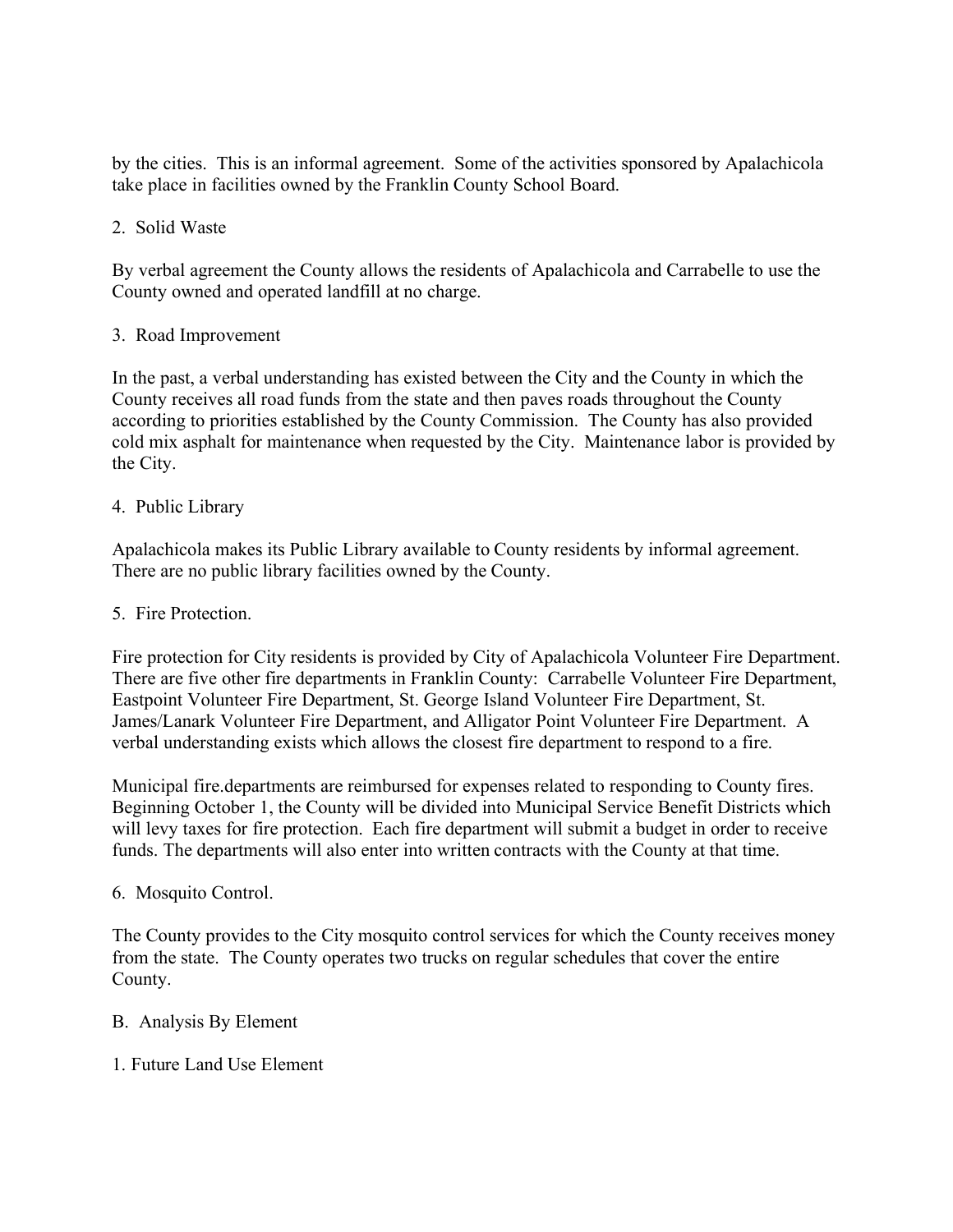by the cities. This is an informal agreement. Some of the activities sponsored by Apalachicola take place in facilities owned by the Franklin County School Board.

2. Solid Waste

By verbal agreement the County allows the residents of Apalachicola and Carrabelle to use the County owned and operated landfill at no charge.

3. Road Improvement

In the past, a verbal understanding has existed between the City and the County in which the County receives all road funds from the state and then paves roads throughout the County according to priorities established by the County Commission. The County has also provided cold mix asphalt for maintenance when requested by the City. Maintenance labor is provided by the City.

4. Public Library

Apalachicola makes its Public Library available to County residents by informal agreement. There are no public library facilities owned by the County.

5. Fire Protection.

Fire protection for City residents is provided by City of Apalachicola Volunteer Fire Department. There are five other fire departments in Franklin County: Carrabelle Volunteer Fire Department, Eastpoint Volunteer Fire Department, St. George Island Volunteer Fire Department, St. James/Lanark Volunteer Fire Department, and Alligator Point Volunteer Fire Department. A verbal understanding exists which allows the closest fire department to respond to a fire.

Municipal fire.departments are reimbursed for expenses related to responding to County fires. Beginning October 1, the County will be divided into Municipal Service Benefit Districts which will levy taxes for fire protection. Each fire department will submit a budget in order to receive funds. The departments will also enter into written contracts with the County at that time.

6. Mosquito Control.

The County provides to the City mosquito control services for which the County receives money from the state. The County operates two trucks on regular schedules that cover the entire County.

B. Analysis By Element

1. Future Land Use Element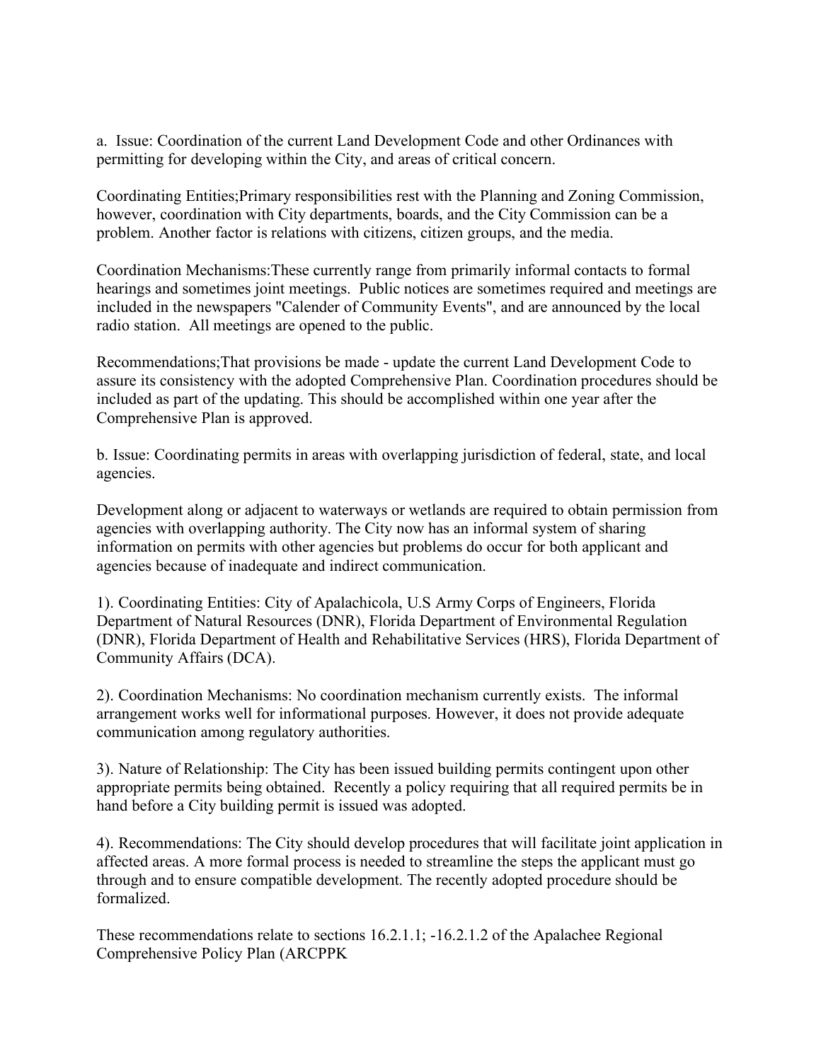a. Issue: Coordination of the current Land Development Code and other Ordinances with permitting for developing within the City, and areas of critical concern.

Coordinating Entities;Primary responsibilities rest with the Planning and Zoning Commission, however, coordination with City departments, boards, and the City Commission can be a problem. Another factor is relations with citizens, citizen groups, and the media.

Coordination Mechanisms:These currently range from primarily informal contacts to formal hearings and sometimes joint meetings. Public notices are sometimes required and meetings are included in the newspapers "Calender of Community Events", and are announced by the local radio station. All meetings are opened to the public.

Recommendations;That provisions be made - update the current Land Development Code to assure its consistency with the adopted Comprehensive Plan. Coordination procedures should be included as part of the updating. This should be accomplished within one year after the Comprehensive Plan is approved.

b. Issue: Coordinating permits in areas with overlapping jurisdiction of federal, state, and local agencies.

Development along or adjacent to waterways or wetlands are required to obtain permission from agencies with overlapping authority. The City now has an informal system of sharing information on permits with other agencies but problems do occur for both applicant and agencies because of inadequate and indirect communication.

1). Coordinating Entities: City of Apalachicola, U.S Army Corps of Engineers, Florida Department of Natural Resources (DNR), Florida Department of Environmental Regulation (DNR), Florida Department of Health and Rehabilitative Services (HRS), Florida Department of Community Affairs (DCA).

2). Coordination Mechanisms: No coordination mechanism currently exists. The informal arrangement works well for informational purposes. However, it does not provide adequate communication among regulatory authorities.

3). Nature of Relationship: The City has been issued building permits contingent upon other appropriate permits being obtained. Recently a policy requiring that all required permits be in hand before a City building permit is issued was adopted.

4). Recommendations: The City should develop procedures that will facilitate joint application in affected areas. A more formal process is needed to streamline the steps the applicant must go through and to ensure compatible development. The recently adopted procedure should be formalized.

These recommendations relate to sections 16.2.1.1; -16.2.1.2 of the Apalachee Regional Comprehensive Policy Plan (ARCPPK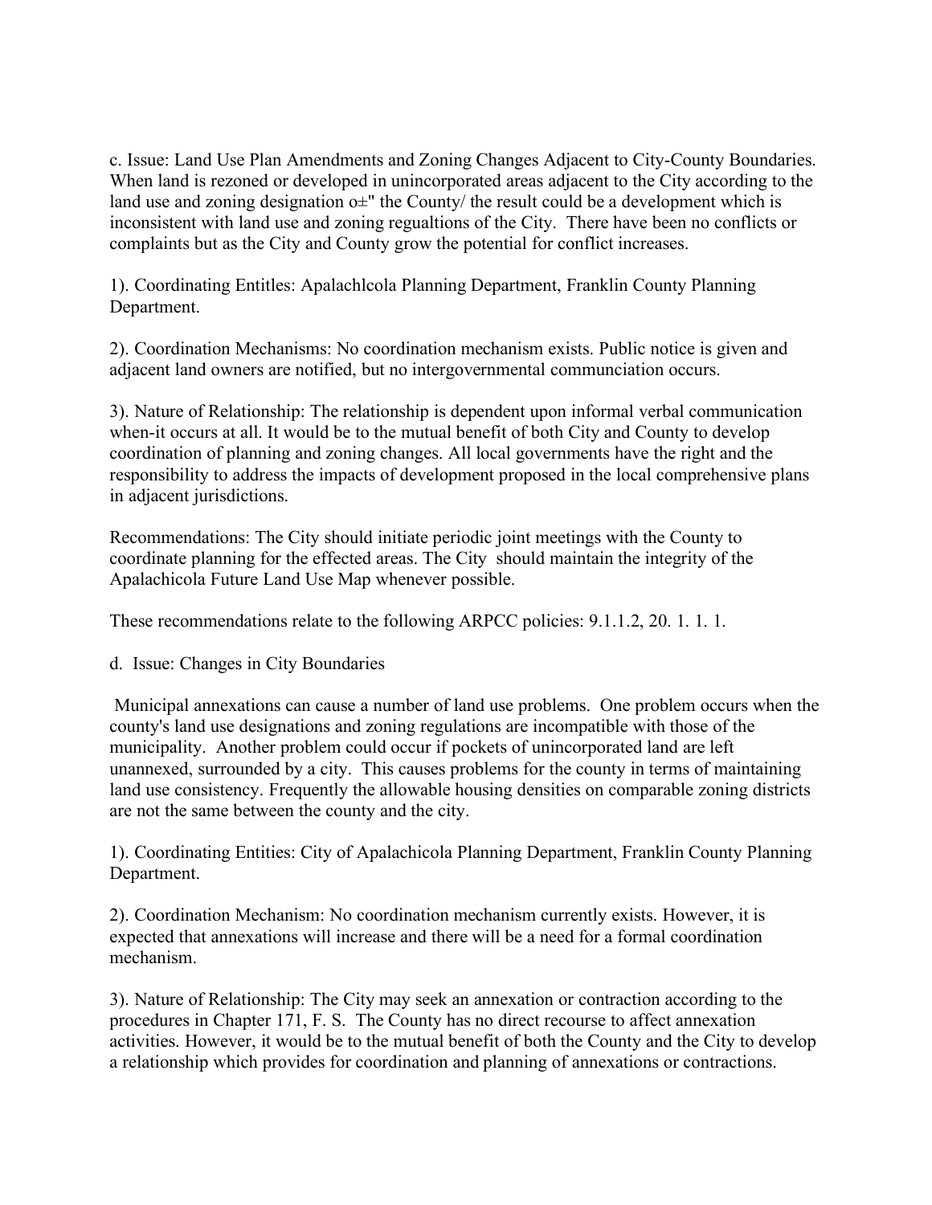c. Issue: Land Use Plan Amendments and Zoning Changes Adjacent to City-County Boundaries. When land is rezoned or developed in unincorporated areas adjacent to the City according to the land use and zoning designation o±" the County/ the result could be a development which is inconsistent with land use and zoning regualtions of the City. There have been no conflicts or complaints but as the City and County grow the potential for conflict increases.

1). Coordinating Entitles: Apalachlcola Planning Department, Franklin County Planning Department.

2). Coordination Mechanisms: No coordination mechanism exists. Public notice is given and adjacent land owners are notified, but no intergovernmental communciation occurs.

3). Nature of Relationship: The relationship is dependent upon informal verbal communication when-it occurs at all. It would be to the mutual benefit of both City and County to develop coordination of planning and zoning changes. All local governments have the right and the responsibility to address the impacts of development proposed in the local comprehensive plans in adjacent jurisdictions.

Recommendations: The City should initiate periodic joint meetings with the County to coordinate planning for the effected areas. The City should maintain the integrity of the Apalachicola Future Land Use Map whenever possible.

These recommendations relate to the following ARPCC policies: 9.1.1.2, 20. 1. 1. 1.

d. Issue: Changes in City Boundaries

Municipal annexations can cause a number of land use problems. One problem occurs when the county's land use designations and zoning regulations are incompatible with those of the municipality. Another problem could occur if pockets of unincorporated land are left unannexed, surrounded by a city. This causes problems for the county in terms of maintaining land use consistency. Frequently the allowable housing densities on comparable zoning districts are not the same between the county and the city.

1). Coordinating Entities: City of Apalachicola Planning Department, Franklin County Planning Department.

2). Coordination Mechanism: No coordination mechanism currently exists. However, it is expected that annexations will increase and there will be a need for a formal coordination mechanism.

3). Nature of Relationship: The City may seek an annexation or contraction according to the procedures in Chapter 171, F. S. The County has no direct recourse to affect annexation activities. However, it would be to the mutual benefit of both the County and the City to develop a relationship which provides for coordination and planning of annexations or contractions.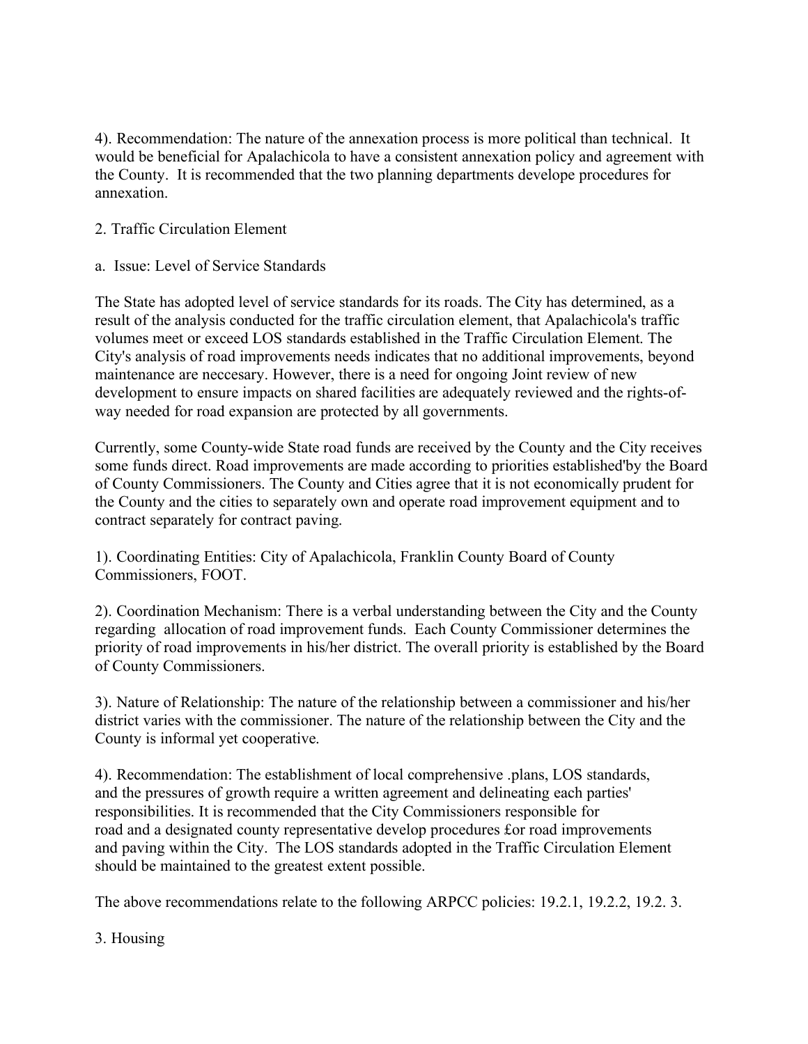4). Recommendation: The nature of the annexation process is more political than technical. It would be beneficial for Apalachicola to have a consistent annexation policy and agreement with the County. It is recommended that the two planning departments develope procedures for annexation.

2. Traffic Circulation Element

a. Issue: Level of Service Standards

The State has adopted level of service standards for its roads. The City has determined, as a result of the analysis conducted for the traffic circulation element, that Apalachicola's traffic volumes meet or exceed LOS standards established in the Traffic Circulation Element. The City's analysis of road improvements needs indicates that no additional improvements, beyond maintenance are neccesary. However, there is a need for ongoing Joint review of new development to ensure impacts on shared facilities are adequately reviewed and the rights-of-way needed for road expansion are protected by all governments.

Currently, some County-wide State road funds are received by the County and the City receives some funds direct. Road improvements are made according to priorities established'by the Board of County Commissioners. The County and Cities agree that it is not economically prudent for the County and the cities to separately own and operate road improvement equipment and to contract separately for contract paving.

1). Coordinating Entities: City of Apalachicola, Franklin County Board of County Commissioners, FOOT.

2). Coordination Mechanism: There is a verbal understanding between the City and the County regarding allocation of road improvement funds. Each County Commissioner determines the priority of road improvements in his/her district. The overall priority is established by the Board of County Commissioners.

3). Nature of Relationship: The nature of the relationship between a commissioner and his/her district varies with the commissioner. The nature of the relationship between the City and the County is informal yet cooperative.

4). Recommendation: The establishment of local comprehensive .plans, LOS standards, and the pressures of growth require a written agreement and delineating each parties' responsibilities. It is recommended that the City Commissioners responsible for road and a designated county representative develop procedures £or road improvements and paving within the City. The LOS standards adopted in the Traffic Circulation Element should be maintained to the greatest extent possible.

The above recommendations relate to the following ARPCC policies: 19.2.1, 19.2.2, 19.2. 3.

3. Housing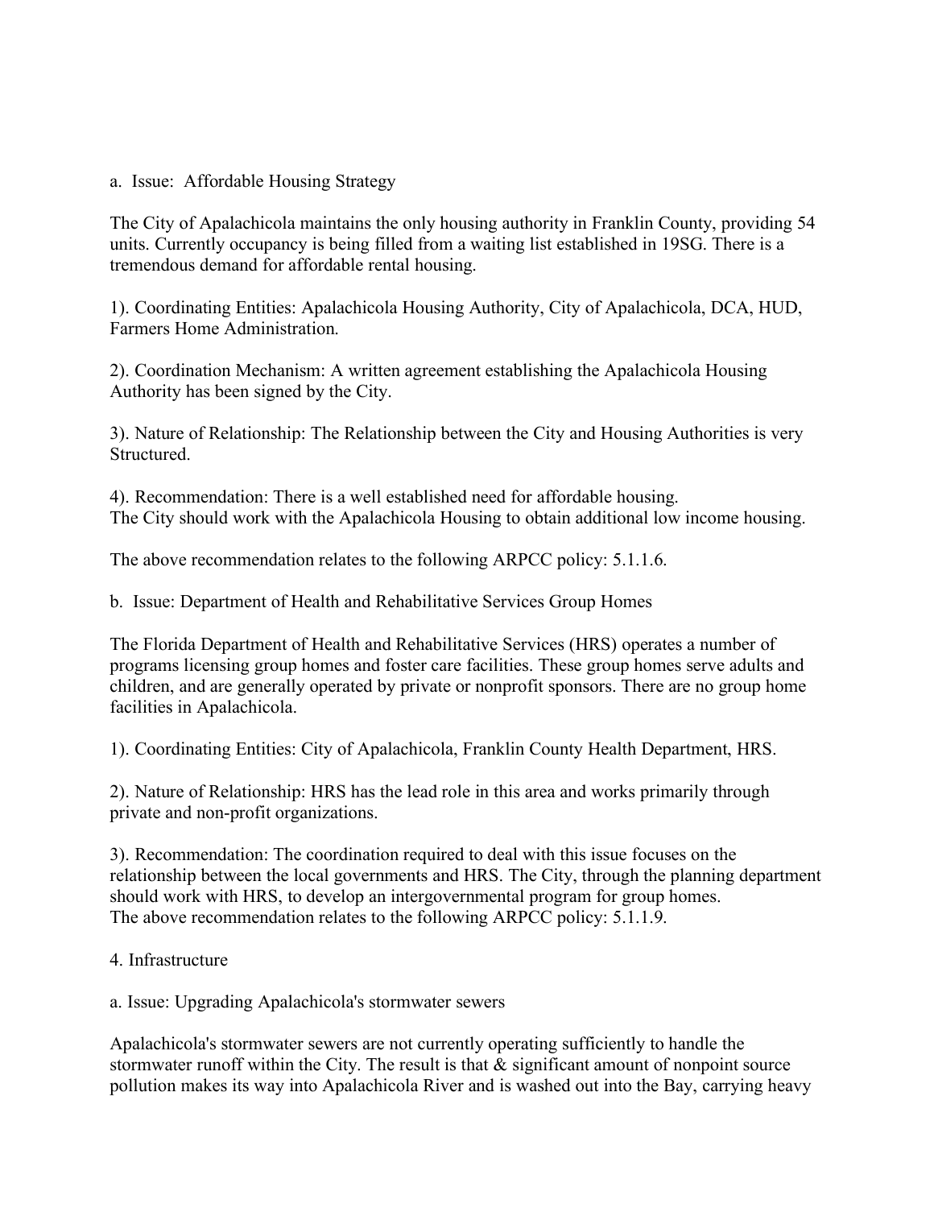a. Issue: Affordable Housing Strategy

The City of Apalachicola maintains the only housing authority in Franklin County, providing 54 units. Currently occupancy is being filled from a waiting list established in 19SG. There is a tremendous demand for affordable rental housing.

1). Coordinating Entities: Apalachicola Housing Authority, City of Apalachicola, DCA, HUD, Farmers Home Administration.

2). Coordination Mechanism: A written agreement establishing the Apalachicola Housing Authority has been signed by the City.

3). Nature of Relationship: The Relationship between the City and Housing Authorities is very Structured.

4). Recommendation: There is a well established need for affordable housing.
The City should work with the Apalachicola Housing to obtain additional low income housing.

The above recommendation relates to the following ARPCC policy: 5.1.1.6.

b. Issue: Department of Health and Rehabilitative Services Group Homes

The Florida Department of Health and Rehabilitative Services (HRS) operates a number of programs licensing group homes and foster care facilities. These group homes serve adults and children, and are generally operated by private or nonprofit sponsors. There are no group home facilities in Apalachicola.

1). Coordinating Entities: City of Apalachicola, Franklin County Health Department, HRS.

2). Nature of Relationship: HRS has the lead role in this area and works primarily through private and non-profit organizations.

3). Recommendation: The coordination required to deal with this issue focuses on the relationship between the local governments and HRS. The City, through the planning department should work with HRS, to develop an intergovernmental program for group homes.
The above recommendation relates to the following ARPCC policy: 5.1.1.9.

4. Infrastructure

a. Issue: Upgrading Apalachicola's stormwater sewers

Apalachicola's stormwater sewers are not currently operating sufficiently to handle the stormwater runoff within the City. The result is that & significant amount of nonpoint source pollution makes its way into Apalachicola River and is washed out into the Bay, carrying heavy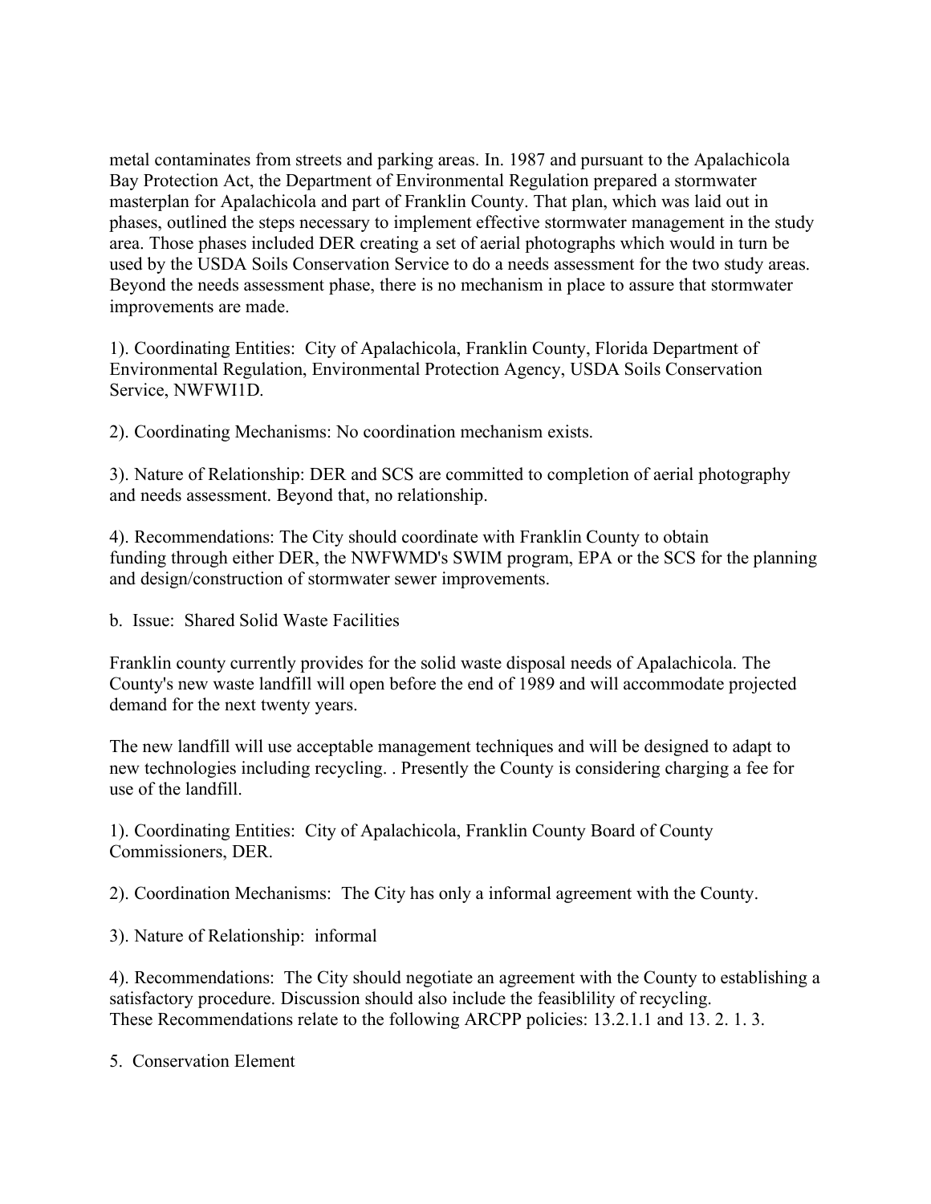metal contaminates from streets and parking areas. In. 1987 and pursuant to the Apalachicola Bay Protection Act, the Department of Environmental Regulation prepared a stormwater masterplan for Apalachicola and part of Franklin County. That plan, which was laid out in phases, outlined the steps necessary to implement effective stormwater management in the study area. Those phases included DER creating a set of aerial photographs which would in turn be used by the USDA Soils Conservation Service to do a needs assessment for the two study areas. Beyond the needs assessment phase, there is no mechanism in place to assure that stormwater improvements are made.

1). Coordinating Entities: City of Apalachicola, Franklin County, Florida Department of Environmental Regulation, Environmental Protection Agency, USDA Soils Conservation Service, NWFWI1D.

2). Coordinating Mechanisms: No coordination mechanism exists.

3). Nature of Relationship: DER and SCS are committed to completion of aerial photography and needs assessment. Beyond that, no relationship.

4). Recommendations: The City should coordinate with Franklin County to obtain funding through either DER, the NWFWMD's SWIM program, EPA or the SCS for the planning and design/construction of stormwater sewer improvements.

b. Issue: Shared Solid Waste Facilities

Franklin county currently provides for the solid waste disposal needs of Apalachicola. The County's new waste landfill will open before the end of 1989 and will accommodate projected demand for the next twenty years.

The new landfill will use acceptable management techniques and will be designed to adapt to new technologies including recycling. . Presently the County is considering charging a fee for use of the landfill.

1). Coordinating Entities: City of Apalachicola, Franklin County Board of County Commissioners, DER.

2). Coordination Mechanisms: The City has only a informal agreement with the County.

3). Nature of Relationship: informal

4). Recommendations: The City should negotiate an agreement with the County to establishing a satisfactory procedure. Discussion should also include the feasiblility of recycling. These Recommendations relate to the following ARCPP policies: 13.2.1.1 and 13. 2. 1. 3.

5. Conservation Element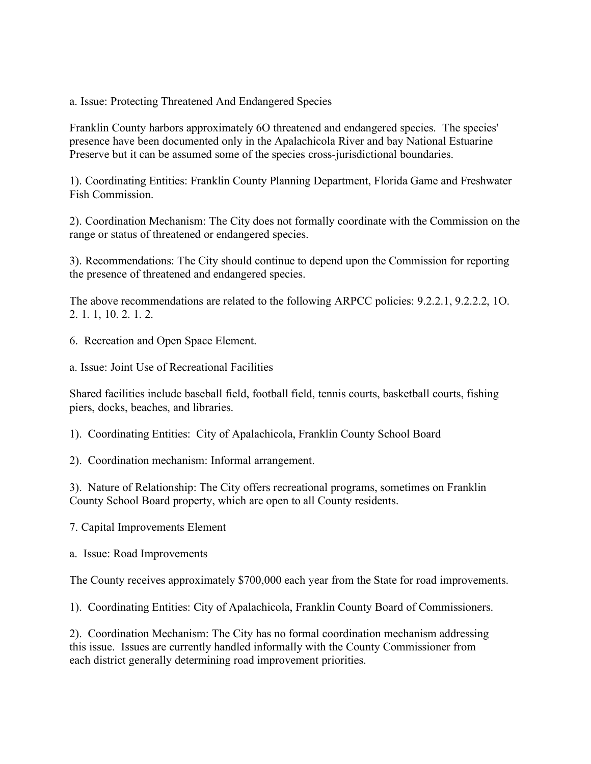a. Issue: Protecting Threatened And Endangered Species

Franklin County harbors approximately 6O threatened and endangered species. The species' presence have been documented only in the Apalachicola River and bay National Estuarine Preserve but it can be assumed some of the species cross-jurisdictional boundaries.

1). Coordinating Entities: Franklin County Planning Department, Florida Game and Freshwater Fish Commission.

2). Coordination Mechanism: The City does not formally coordinate with the Commission on the range or status of threatened or endangered species.

3). Recommendations: The City should continue to depend upon the Commission for reporting the presence of threatened and endangered species.

The above recommendations are related to the following ARPCC policies: 9.2.2.1, 9.2.2.2, 1O. 2. 1. 1, 10. 2. 1. 2.

6. Recreation and Open Space Element.

a. Issue: Joint Use of Recreational Facilities

Shared facilities include baseball field, football field, tennis courts, basketball courts, fishing piers, docks, beaches, and libraries.

1). Coordinating Entities: City of Apalachicola, Franklin County School Board

2). Coordination mechanism: Informal arrangement.

3). Nature of Relationship: The City offers recreational programs, sometimes on Franklin County School Board property, which are open to all County residents.

7. Capital Improvements Element

a. Issue: Road Improvements

The County receives approximately $700,000 each year from the State for road improvements.

1). Coordinating Entities: City of Apalachicola, Franklin County Board of Commissioners.

2). Coordination Mechanism: The City has no formal coordination mechanism addressing this issue. Issues are currently handled informally with the County Commissioner from each district generally determining road improvement priorities.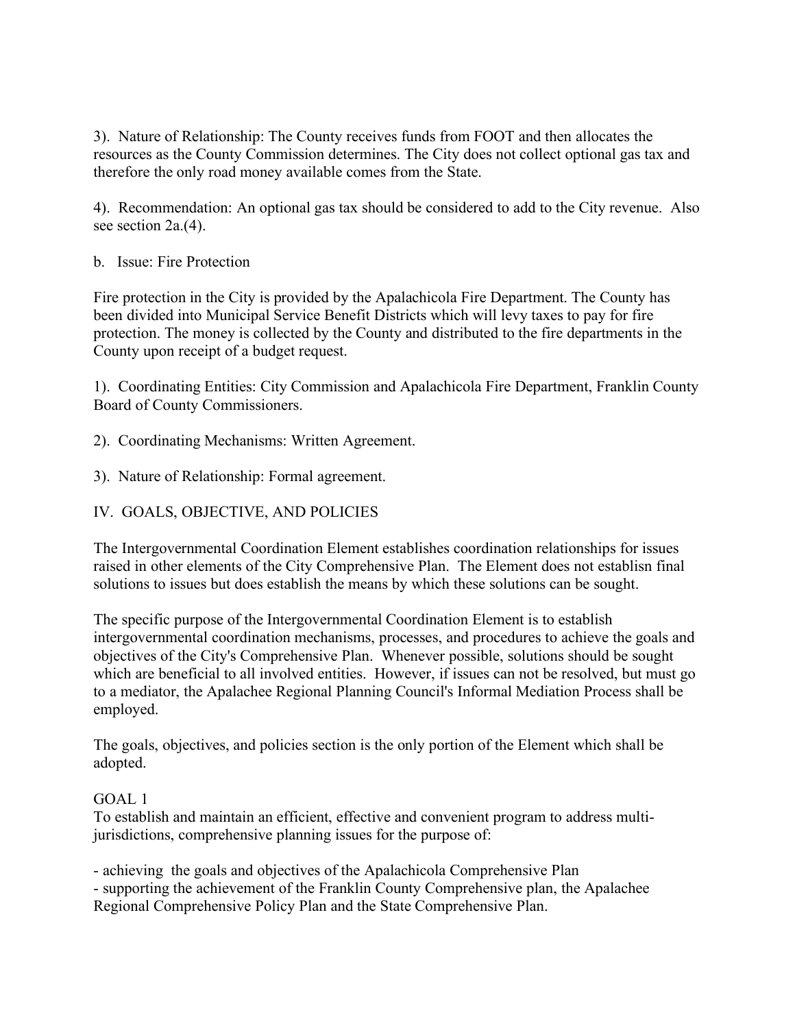3). Nature of Relationship: The County receives funds from FOOT and then allocates the resources as the County Commission determines. The City does not collect optional gas tax and therefore the only road money available comes from the State.

4). Recommendation: An optional gas tax should be considered to add to the City revenue. Also see section 2a.(4).

b. Issue: Fire Protection

Fire protection in the City is provided by the Apalachicola Fire Department. The County has been divided into Municipal Service Benefit Districts which will levy taxes to pay for fire protection. The money is collected by the County and distributed to the fire departments in the County upon receipt of a budget request.

1). Coordinating Entities: City Commission and Apalachicola Fire Department, Franklin County Board of County Commissioners.

2). Coordinating Mechanisms: Written Agreement.

3). Nature of Relationship: Formal agreement.

## IV. GOALS, OBJECTIVE, AND POLICIES

The Intergovernmental Coordination Element establishes coordination relationships for issues raised in other elements of the City Comprehensive Plan. The Element does not establisn final solutions to issues but does establish the means by which these solutions can be sought.

The specific purpose of the Intergovernmental Coordination Element is to establish intergovernmental coordination mechanisms, processes, and procedures to achieve the goals and objectives of the City's Comprehensive Plan. Whenever possible, solutions should be sought which are beneficial to all involved entities. However, if issues can not be resolved, but must go to a mediator, the Apalachee Regional Planning Council's Informal Mediation Process shall be employed.

The goals, objectives, and policies section is the only portion of the Element which shall be adopted.

GOAL 1
To establish and maintain an efficient, effective and convenient program to address multi-jurisdictions, comprehensive planning issues for the purpose of:

- achieving the goals and objectives of the Apalachicola Comprehensive Plan
- supporting the achievement of the Franklin County Comprehensive plan, the Apalachee Regional Comprehensive Policy Plan and the State Comprehensive Plan.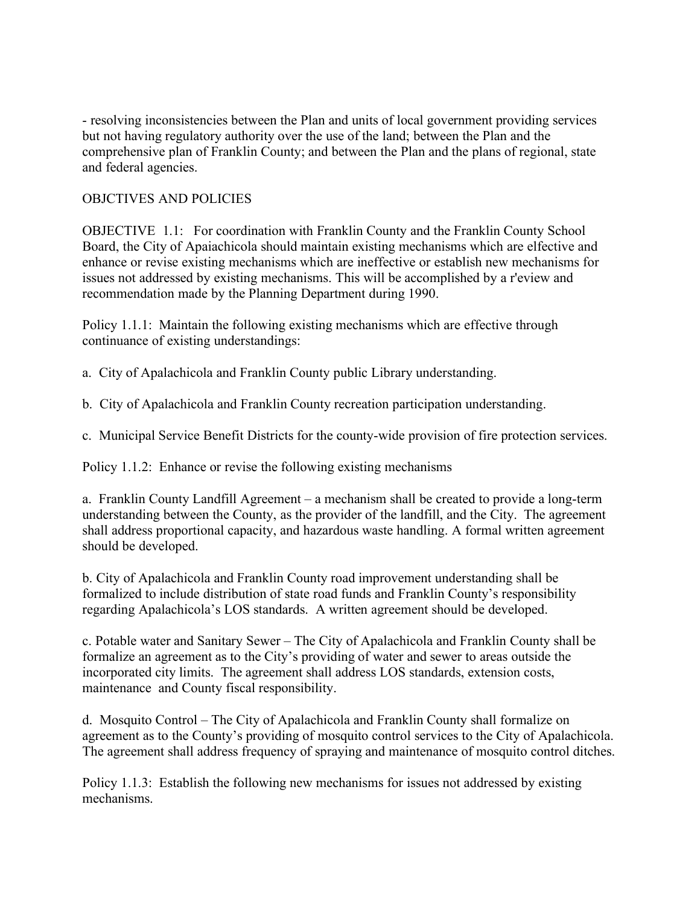- resolving inconsistencies between the Plan and units of local government providing services but not having regulatory authority over the use of the land; between the Plan and the comprehensive plan of Franklin County; and between the Plan and the plans of regional, state and federal agencies.

OBJCTIVES AND POLICIES

OBJECTIVE 1.1: For coordination with Franklin County and the Franklin County School Board, the City of Apaiachicola should maintain existing mechanisms which are elfective and enhance or revise existing mechanisms which are ineffective or establish new mechanisms for issues not addressed by existing mechanisms. This will be accomplished by a r'eview and recommendation made by the Planning Department during 1990.

Policy 1.1.1: Maintain the following existing mechanisms which are effective through continuance of existing understandings:

a. City of Apalachicola and Franklin County public Library understanding.

b. City of Apalachicola and Franklin County recreation participation understanding.

c. Municipal Service Benefit Districts for the county-wide provision of fire protection services.

Policy 1.1.2: Enhance or revise the following existing mechanisms

a. Franklin County Landfill Agreement – a mechanism shall be created to provide a long-term understanding between the County, as the provider of the landfill, and the City. The agreement shall address proportional capacity, and hazardous waste handling. A formal written agreement should be developed.

b. City of Apalachicola and Franklin County road improvement understanding shall be formalized to include distribution of state road funds and Franklin County's responsibility regarding Apalachicola's LOS standards. A written agreement should be developed.

c. Potable water and Sanitary Sewer – The City of Apalachicola and Franklin County shall be formalize an agreement as to the City's providing of water and sewer to areas outside the incorporated city limits. The agreement shall address LOS standards, extension costs, maintenance and County fiscal responsibility.

d. Mosquito Control – The City of Apalachicola and Franklin County shall formalize on agreement as to the County's providing of mosquito control services to the City of Apalachicola. The agreement shall address frequency of spraying and maintenance of mosquito control ditches.

Policy 1.1.3: Establish the following new mechanisms for issues not addressed by existing mechanisms.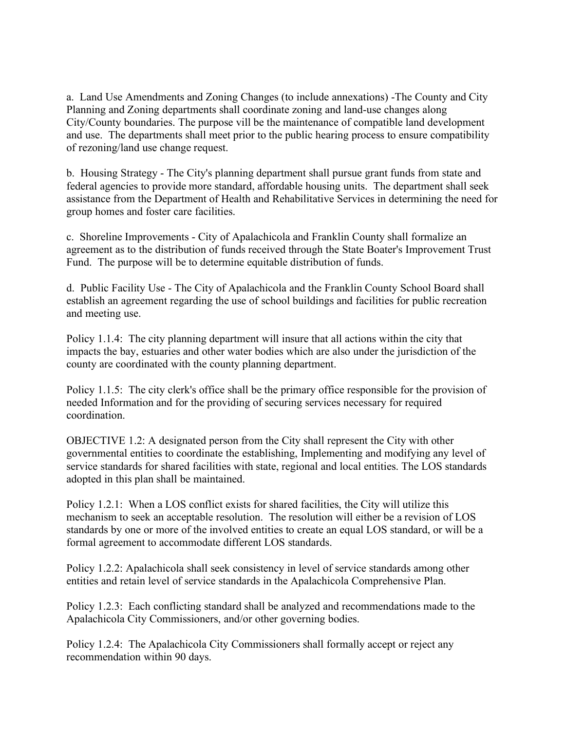a. Land Use Amendments and Zoning Changes (to include annexations) -The County and City Planning and Zoning departments shall coordinate zoning and land-use changes along City/County boundaries. The purpose vill be the maintenance of compatible land development and use. The departments shall meet prior to the public hearing process to ensure compatibility of rezoning/land use change request.

b. Housing Strategy - The City's planning department shall pursue grant funds from state and federal agencies to provide more standard, affordable housing units. The department shall seek assistance from the Department of Health and Rehabilitative Services in determining the need for group homes and foster care facilities.

c. Shoreline Improvements - City of Apalachicola and Franklin County shall formalize an agreement as to the distribution of funds received through the State Boater's Improvement Trust Fund. The purpose will be to determine equitable distribution of funds.

d. Public Facility Use - The City of Apalachicola and the Franklin County School Board shall establish an agreement regarding the use of school buildings and facilities for public recreation and meeting use.

Policy 1.1.4: The city planning department will insure that all actions within the city that impacts the bay, estuaries and other water bodies which are also under the jurisdiction of the county are coordinated with the county planning department.

Policy 1.1.5: The city clerk's office shall be the primary office responsible for the provision of needed Information and for the providing of securing services necessary for required coordination.

OBJECTIVE 1.2: A designated person from the City shall represent the City with other governmental entities to coordinate the establishing, Implementing and modifying any level of service standards for shared facilities with state, regional and local entities. The LOS standards adopted in this plan shall be maintained.

Policy 1.2.1: When a LOS conflict exists for shared facilities, the City will utilize this mechanism to seek an acceptable resolution. The resolution will either be a revision of LOS standards by one or more of the involved entities to create an equal LOS standard, or will be a formal agreement to accommodate different LOS standards.

Policy 1.2.2: Apalachicola shall seek consistency in level of service standards among other entities and retain level of service standards in the Apalachicola Comprehensive Plan.

Policy 1.2.3: Each conflicting standard shall be analyzed and recommendations made to the Apalachicola City Commissioners, and/or other governing bodies.

Policy 1.2.4: The Apalachicola City Commissioners shall formally accept or reject any recommendation within 90 days.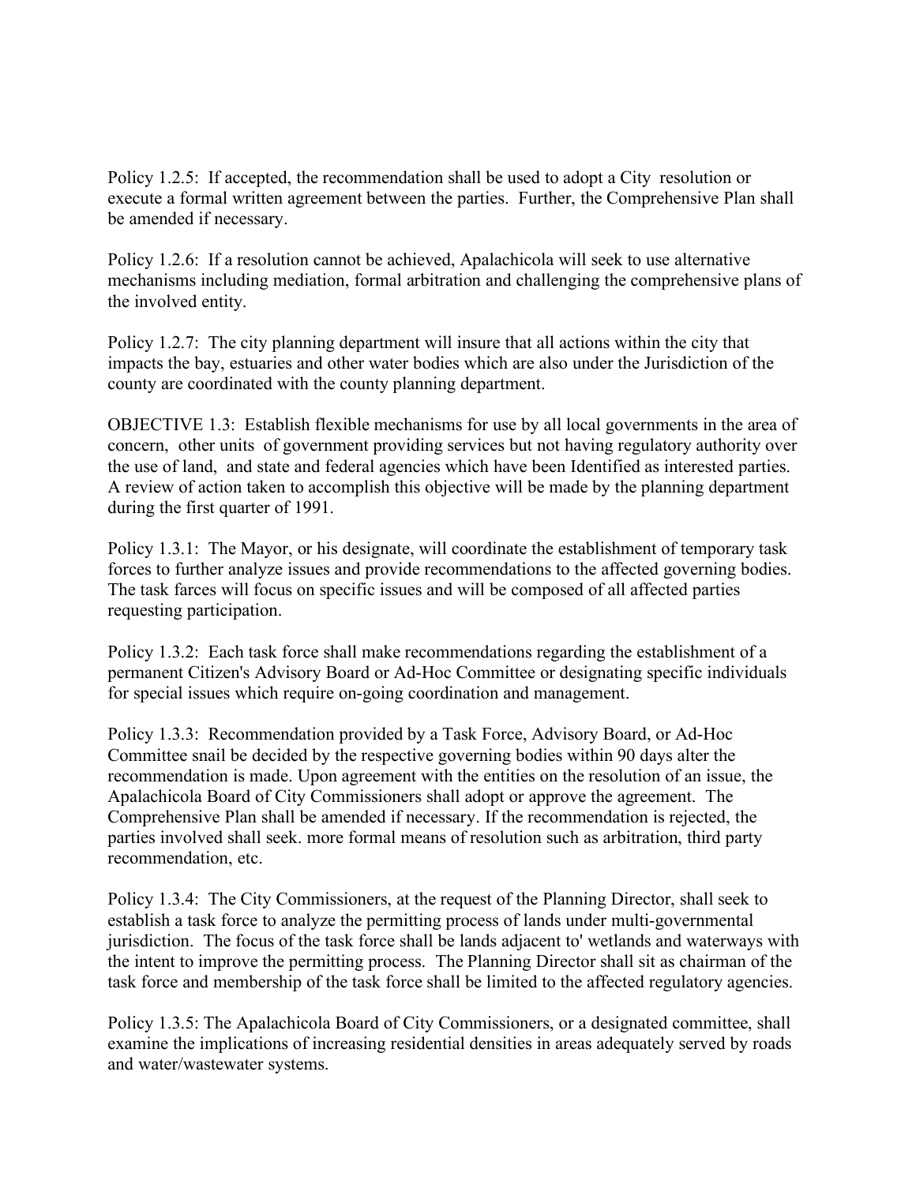Policy 1.2.5: If accepted, the recommendation shall be used to adopt a City resolution or execute a formal written agreement between the parties. Further, the Comprehensive Plan shall be amended if necessary.

Policy 1.2.6: If a resolution cannot be achieved, Apalachicola will seek to use alternative mechanisms including mediation, formal arbitration and challenging the comprehensive plans of the involved entity.

Policy 1.2.7: The city planning department will insure that all actions within the city that impacts the bay, estuaries and other water bodies which are also under the Jurisdiction of the county are coordinated with the county planning department.

OBJECTIVE 1.3: Establish flexible mechanisms for use by all local governments in the area of concern, other units of government providing services but not having regulatory authority over the use of land, and state and federal agencies which have been Identified as interested parties. A review of action taken to accomplish this objective will be made by the planning department during the first quarter of 1991.

Policy 1.3.1: The Mayor, or his designate, will coordinate the establishment of temporary task forces to further analyze issues and provide recommendations to the affected governing bodies. The task farces will focus on specific issues and will be composed of all affected parties requesting participation.

Policy 1.3.2: Each task force shall make recommendations regarding the establishment of a permanent Citizen's Advisory Board or Ad-Hoc Committee or designating specific individuals for special issues which require on-going coordination and management.

Policy 1.3.3: Recommendation provided by a Task Force, Advisory Board, or Ad-Hoc Committee snail be decided by the respective governing bodies within 90 days alter the recommendation is made. Upon agreement with the entities on the resolution of an issue, the Apalachicola Board of City Commissioners shall adopt or approve the agreement. The Comprehensive Plan shall be amended if necessary. If the recommendation is rejected, the parties involved shall seek. more formal means of resolution such as arbitration, third party recommendation, etc.

Policy 1.3.4: The City Commissioners, at the request of the Planning Director, shall seek to establish a task force to analyze the permitting process of lands under multi-governmental jurisdiction. The focus of the task force shall be lands adjacent to' wetlands and waterways with the intent to improve the permitting process. The Planning Director shall sit as chairman of the task force and membership of the task force shall be limited to the affected regulatory agencies.

Policy 1.3.5: The Apalachicola Board of City Commissioners, or a designated committee, shall examine the implications of increasing residential densities in areas adequately served by roads and water/wastewater systems.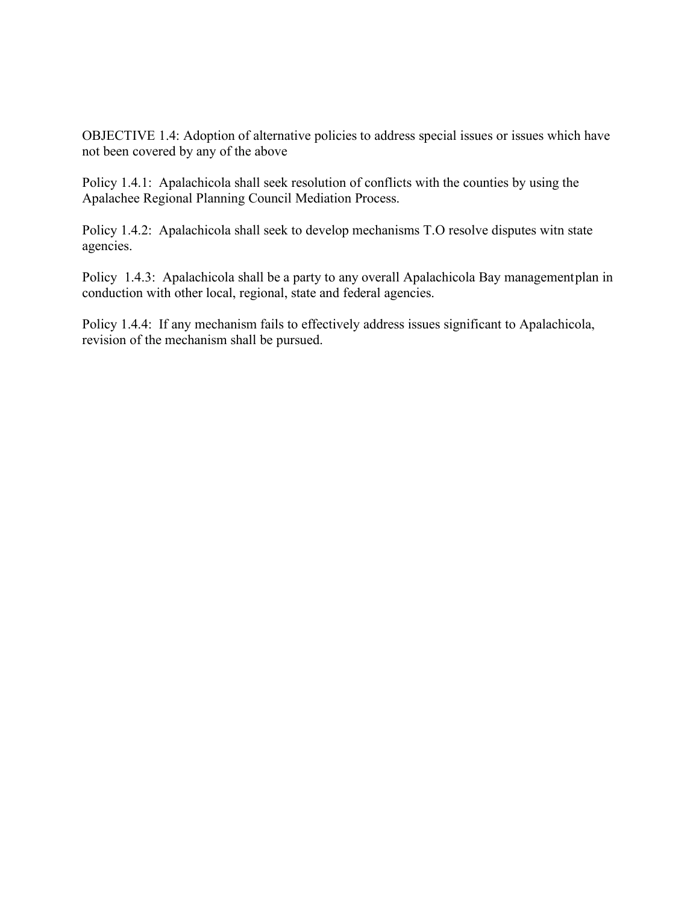OBJECTIVE 1.4: Adoption of alternative policies to address special issues or issues which have not been covered by any of the above

Policy 1.4.1: Apalachicola shall seek resolution of conflicts with the counties by using the Apalachee Regional Planning Council Mediation Process.

Policy 1.4.2: Apalachicola shall seek to develop mechanisms T.O resolve disputes witn state agencies.

Policy 1.4.3: Apalachicola shall be a party to any overall Apalachicola Bay managementplan in conduction with other local, regional, state and federal agencies.

Policy 1.4.4: If any mechanism fails to effectively address issues significant to Apalachicola, revision of the mechanism shall be pursued.